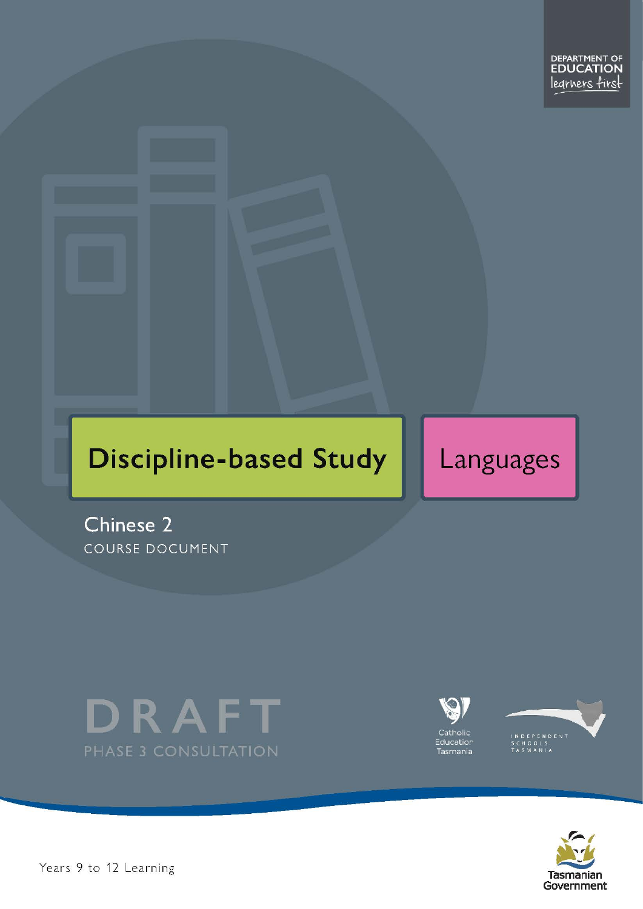DEPARTMENT OF EDUCATION
learners first

# Discipline-based Study

Languages

## Chinese 2

COURSE DOCUMENT

DRAFT

PHASE 3 CONSULTATION

Catholic Education Tasmania

INDEPENDENT SCHOOLS TASMANIA

Years 9 to 12 Learning

Tasmanian Government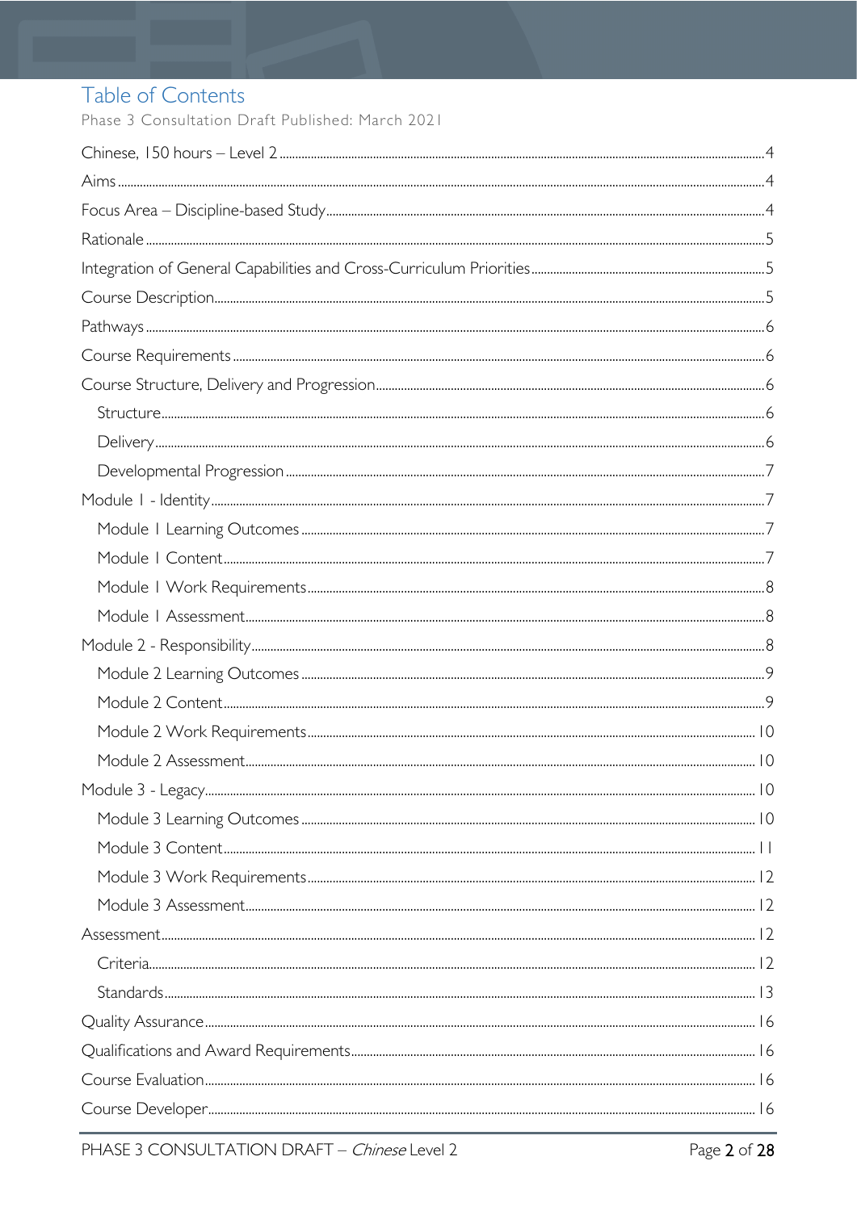# Table of Contents

Phase 3 Consultation Draft Published: March 2021

- Chinese, 150 hours – Level 2 ....4
- Aims ....4
- Focus Area – Discipline-based Study ....4
- Rationale ....5
- Integration of General Capabilities and Cross-Curriculum Priorities ....5
- Course Description ....5
- Pathways ....6
- Course Requirements ....6
- Course Structure, Delivery and Progression ....6
  - Structure ....6
  - Delivery ....6
  - Developmental Progression ....7
- Module 1 - Identity ....7
  - Module 1 Learning Outcomes ....7
  - Module 1 Content ....7
  - Module 1 Work Requirements ....8
  - Module 1 Assessment ....8
- Module 2 - Responsibility ....8
  - Module 2 Learning Outcomes ....9
  - Module 2 Content ....9
  - Module 2 Work Requirements ....10
  - Module 2 Assessment ....10
- Module 3 - Legacy ....10
  - Module 3 Learning Outcomes ....10
  - Module 3 Content ....11
  - Module 3 Work Requirements ....12
  - Module 3 Assessment ....12
- Assessment ....12
  - Criteria ....12
  - Standards ....13
- Quality Assurance ....16
- Qualifications and Award Requirements ....16
- Course Evaluation ....16
- Course Developer ....16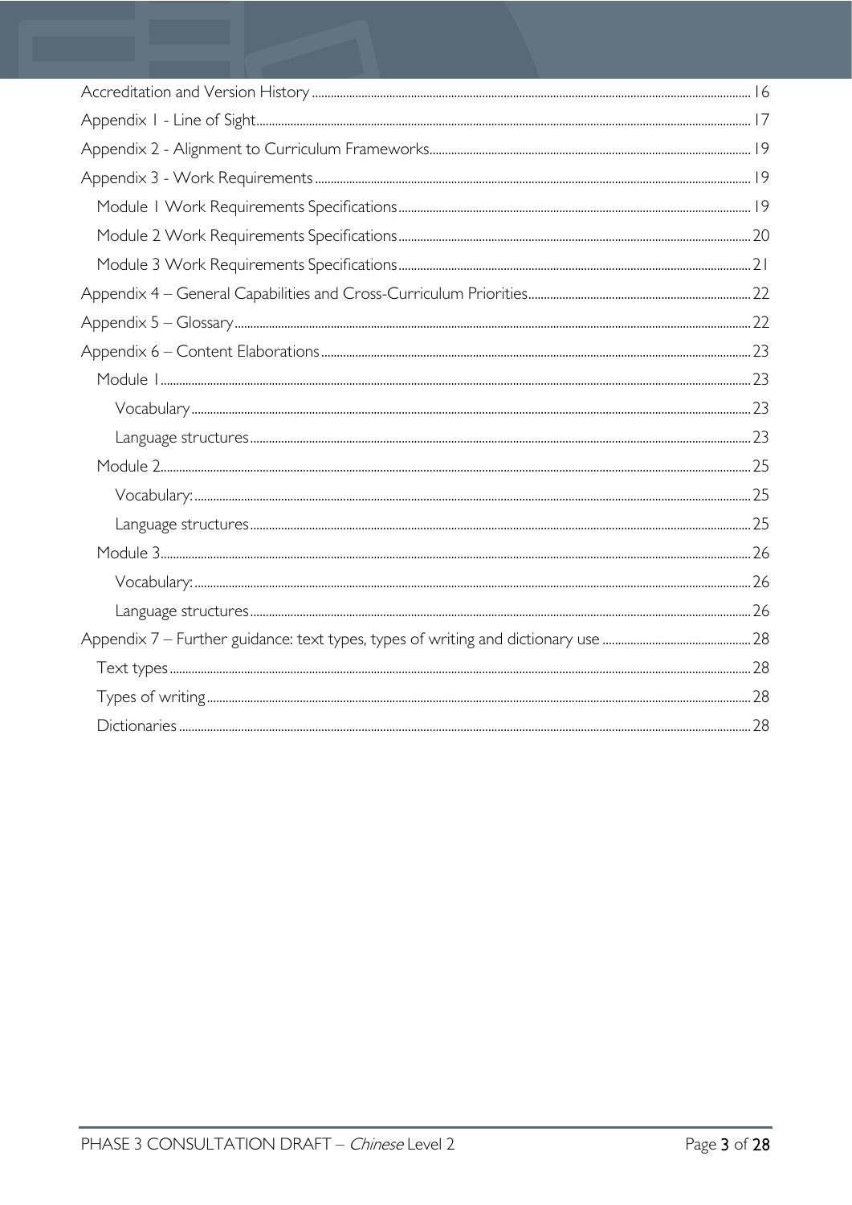- Accreditation and Version History 16
- Appendix 1 - Line of Sight 17
- Appendix 2 - Alignment to Curriculum Frameworks 19
- Appendix 3 - Work Requirements 19
  - Module 1 Work Requirements Specifications 19
  - Module 2 Work Requirements Specifications 20
  - Module 3 Work Requirements Specifications 21
- Appendix 4 – General Capabilities and Cross-Curriculum Priorities 22
- Appendix 5 – Glossary 22
- Appendix 6 – Content Elaborations 23
  - Module 1 23
    - Vocabulary 23
    - Language structures 23
  - Module 2 25
    - Vocabulary: 25
    - Language structures 25
  - Module 3 26
    - Vocabulary: 26
    - Language structures 26
- Appendix 7 – Further guidance: text types, types of writing and dictionary use 28
  - Text types 28
  - Types of writing 28
  - Dictionaries 28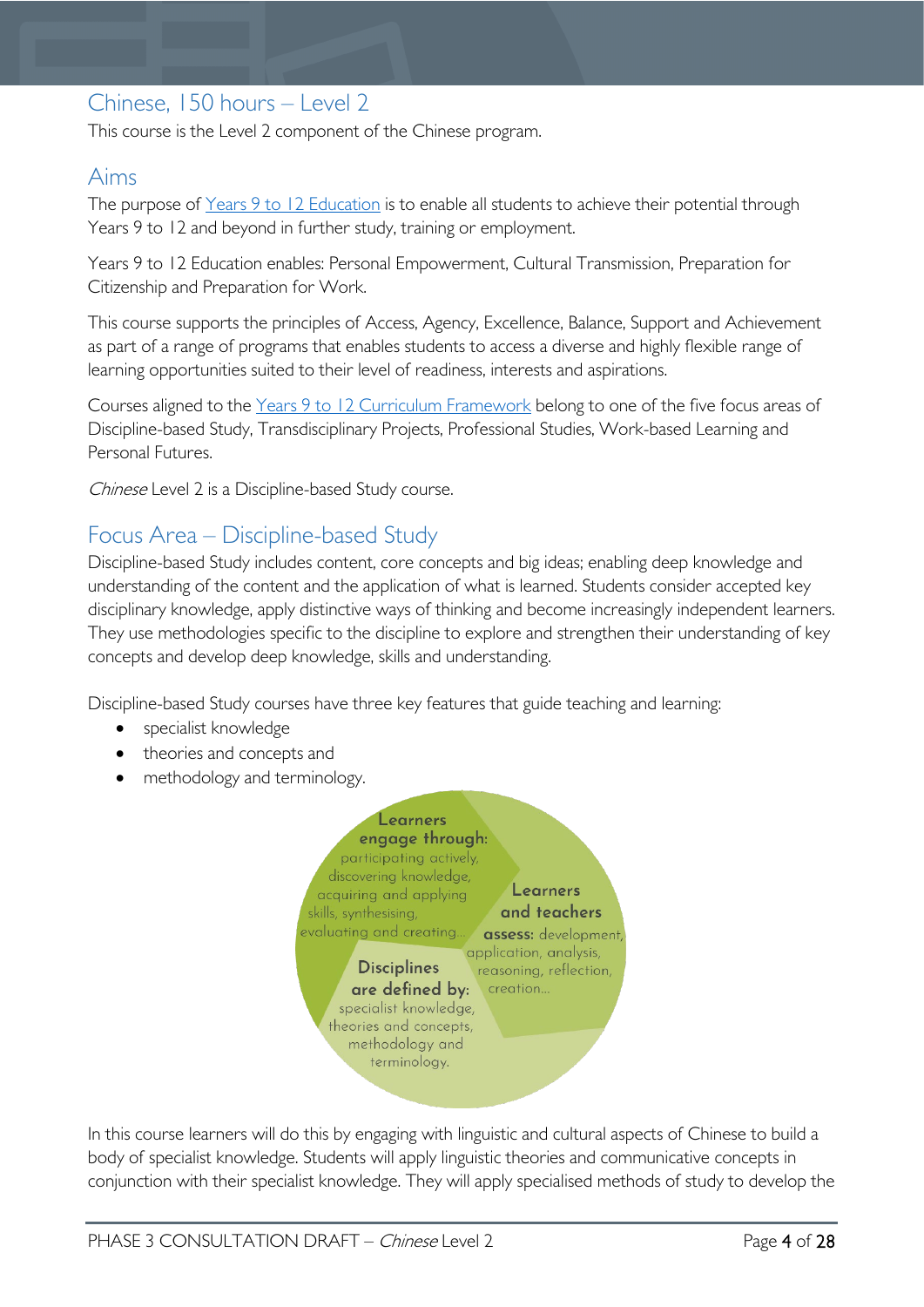## Chinese, 150 hours – Level 2

This course is the Level 2 component of the Chinese program.

## Aims

The purpose of [Years 9 to 12 Education](#) is to enable all students to achieve their potential through Years 9 to 12 and beyond in further study, training or employment.

Years 9 to 12 Education enables: Personal Empowerment, Cultural Transmission, Preparation for Citizenship and Preparation for Work.

This course supports the principles of Access, Agency, Excellence, Balance, Support and Achievement as part of a range of programs that enables students to access a diverse and highly flexible range of learning opportunities suited to their level of readiness, interests and aspirations.

Courses aligned to the [Years 9 to 12 Curriculum Framework](#) belong to one of the five focus areas of Discipline-based Study, Transdisciplinary Projects, Professional Studies, Work-based Learning and Personal Futures.

*Chinese* Level 2 is a Discipline-based Study course.

## Focus Area – Discipline-based Study

Discipline-based Study includes content, core concepts and big ideas; enabling deep knowledge and understanding of the content and the application of what is learned. Students consider accepted key disciplinary knowledge, apply distinctive ways of thinking and become increasingly independent learners. They use methodologies specific to the discipline to explore and strengthen their understanding of key concepts and develop deep knowledge, skills and understanding.

Discipline-based Study courses have three key features that guide teaching and learning:

- specialist knowledge
- theories and concepts and
- methodology and terminology.

**Learners engage through:** participating actively, discovering knowledge, acquiring and applying skills, synthesising, evaluating and creating…

**Learners and teachers assess:** development, application, analysis, reasoning, reflection, creation…

**Disciplines are defined by:** specialist knowledge, theories and concepts, methodology and terminology.

In this course learners will do this by engaging with linguistic and cultural aspects of Chinese to build a body of specialist knowledge. Students will apply linguistic theories and communicative concepts in conjunction with their specialist knowledge. They will apply specialised methods of study to develop the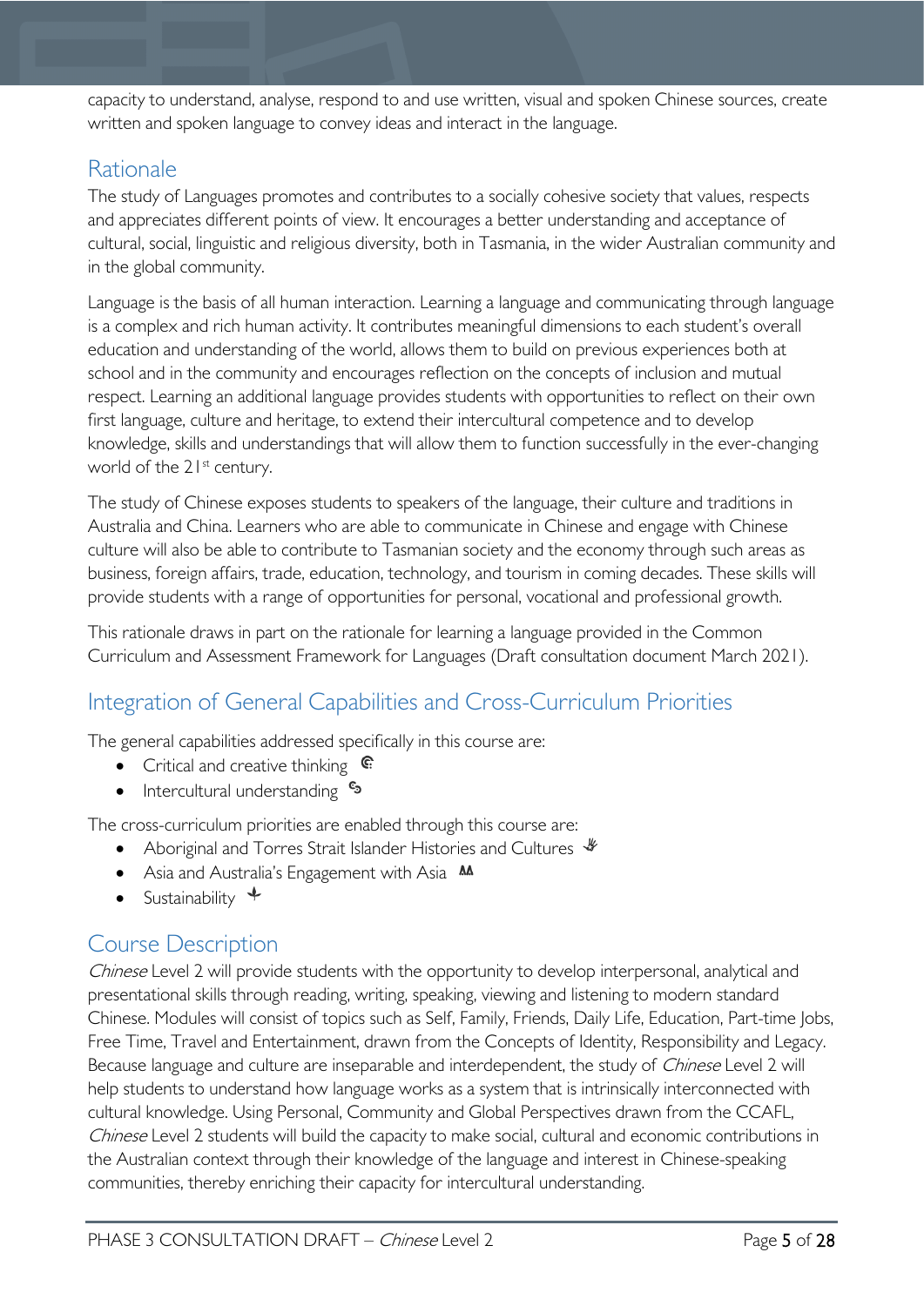capacity to understand, analyse, respond to and use written, visual and spoken Chinese sources, create written and spoken language to convey ideas and interact in the language.

## Rationale

The study of Languages promotes and contributes to a socially cohesive society that values, respects and appreciates different points of view. It encourages a better understanding and acceptance of cultural, social, linguistic and religious diversity, both in Tasmania, in the wider Australian community and in the global community.

Language is the basis of all human interaction. Learning a language and communicating through language is a complex and rich human activity. It contributes meaningful dimensions to each student's overall education and understanding of the world, allows them to build on previous experiences both at school and in the community and encourages reflection on the concepts of inclusion and mutual respect. Learning an additional language provides students with opportunities to reflect on their own first language, culture and heritage, to extend their intercultural competence and to develop knowledge, skills and understandings that will allow them to function successfully in the ever-changing world of the 21st century.

The study of Chinese exposes students to speakers of the language, their culture and traditions in Australia and China. Learners who are able to communicate in Chinese and engage with Chinese culture will also be able to contribute to Tasmanian society and the economy through such areas as business, foreign affairs, trade, education, technology, and tourism in coming decades. These skills will provide students with a range of opportunities for personal, vocational and professional growth.

This rationale draws in part on the rationale for learning a language provided in the Common Curriculum and Assessment Framework for Languages (Draft consultation document March 2021).

## Integration of General Capabilities and Cross-Curriculum Priorities

The general capabilities addressed specifically in this course are:

- Critical and creative thinking
- Intercultural understanding

The cross-curriculum priorities are enabled through this course are:

- Aboriginal and Torres Strait Islander Histories and Cultures
- Asia and Australia's Engagement with Asia
- Sustainability

## Course Description

*Chinese* Level 2 will provide students with the opportunity to develop interpersonal, analytical and presentational skills through reading, writing, speaking, viewing and listening to modern standard Chinese. Modules will consist of topics such as Self, Family, Friends, Daily Life, Education, Part-time Jobs, Free Time, Travel and Entertainment, drawn from the Concepts of Identity, Responsibility and Legacy. Because language and culture are inseparable and interdependent, the study of *Chinese* Level 2 will help students to understand how language works as a system that is intrinsically interconnected with cultural knowledge. Using Personal, Community and Global Perspectives drawn from the CCAFL, *Chinese* Level 2 students will build the capacity to make social, cultural and economic contributions in the Australian context through their knowledge of the language and interest in Chinese-speaking communities, thereby enriching their capacity for intercultural understanding.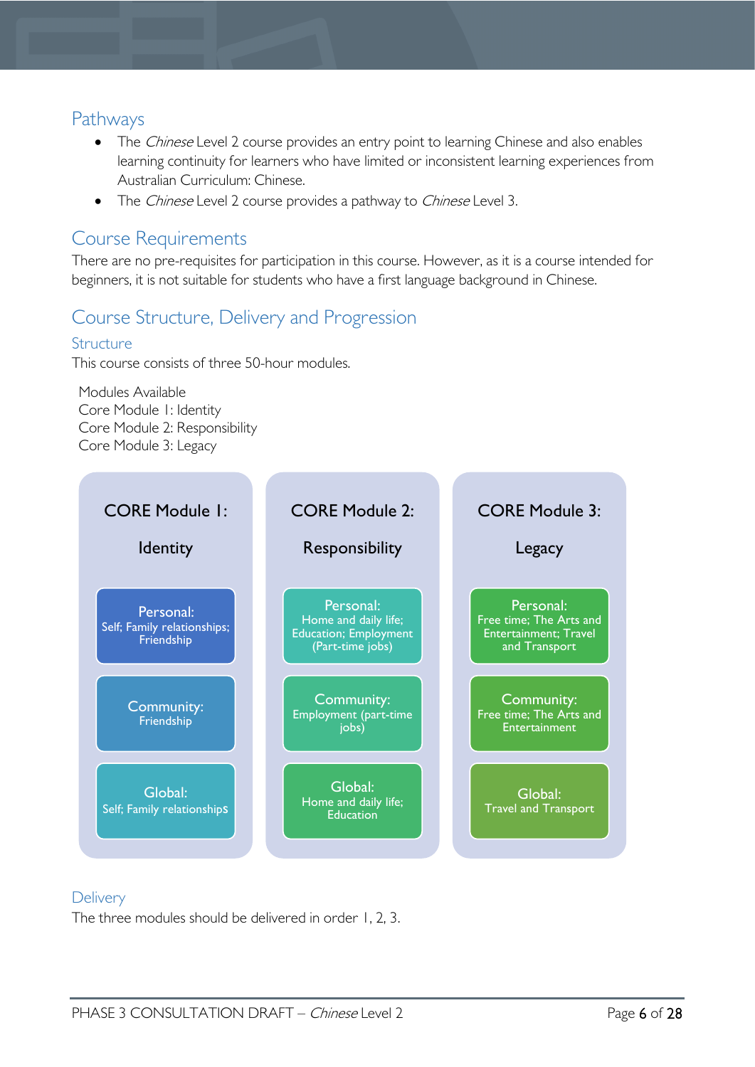## Pathways

- The *Chinese* Level 2 course provides an entry point to learning Chinese and also enables learning continuity for learners who have limited or inconsistent learning experiences from Australian Curriculum: Chinese.
- The *Chinese* Level 2 course provides a pathway to *Chinese* Level 3.

## Course Requirements

There are no pre-requisites for participation in this course. However, as it is a course intended for beginners, it is not suitable for students who have a first language background in Chinese.

## Course Structure, Delivery and Progression

### Structure

This course consists of three 50-hour modules.

Modules Available
Core Module 1: Identity
Core Module 2: Responsibility
Core Module 3: Legacy

| CORE Module 1: Identity | CORE Module 2: Responsibility | CORE Module 3: Legacy |
|---|---|---|
| Personal: Self; Family relationships; Friendship | Personal: Home and daily life; Education; Employment (Part-time jobs) | Personal: Free time; The Arts and Entertainment; Travel and Transport |
| Community: Friendship | Community: Employment (part-time jobs) | Community: Free time; The Arts and Entertainment |
| Global: Self; Family relationships | Global: Home and daily life; Education | Global: Travel and Transport |

### Delivery

The three modules should be delivered in order 1, 2, 3.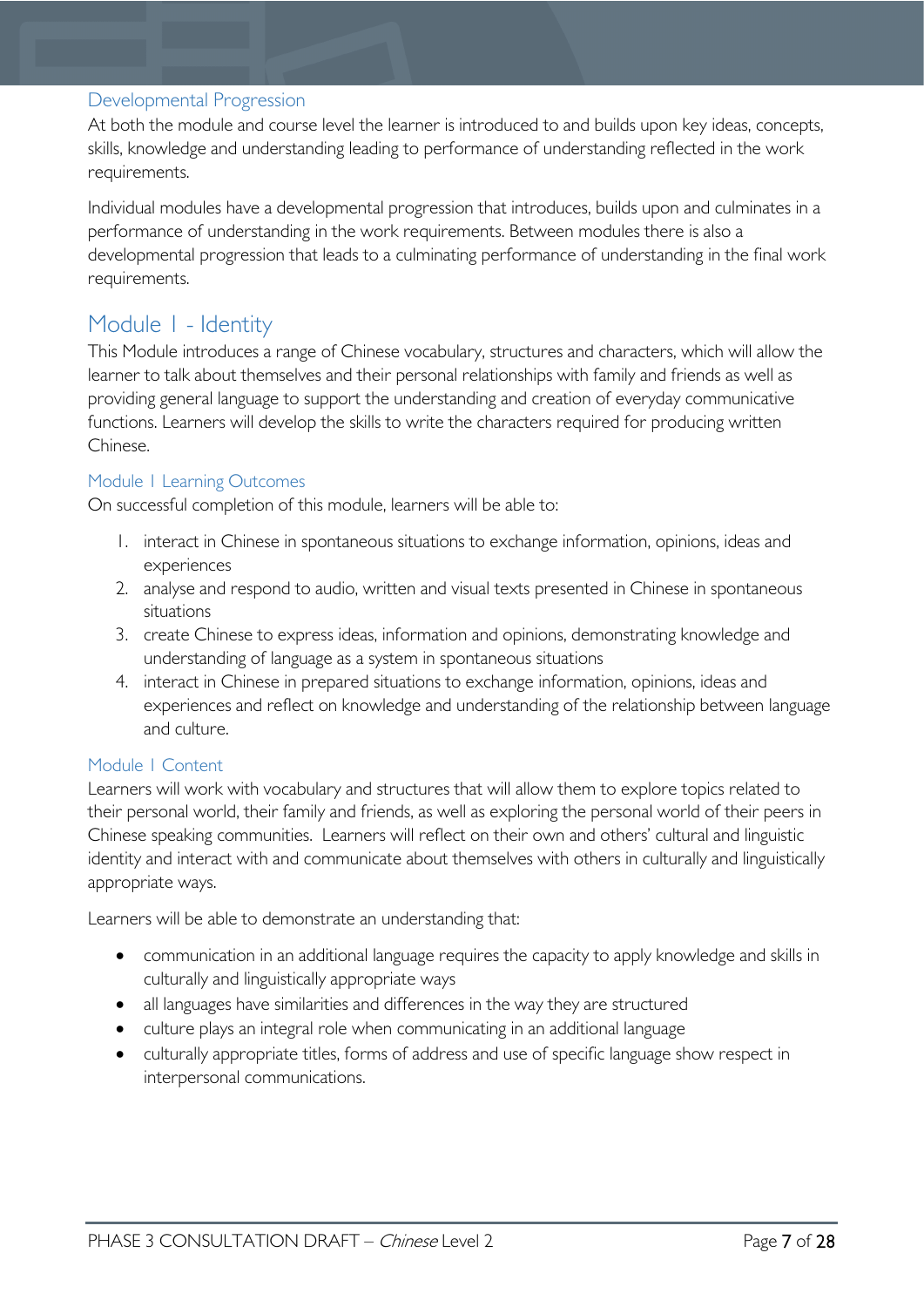### Developmental Progression

At both the module and course level the learner is introduced to and builds upon key ideas, concepts, skills, knowledge and understanding leading to performance of understanding reflected in the work requirements.

Individual modules have a developmental progression that introduces, builds upon and culminates in a performance of understanding in the work requirements. Between modules there is also a developmental progression that leads to a culminating performance of understanding in the final work requirements.

## Module 1 - Identity

This Module introduces a range of Chinese vocabulary, structures and characters, which will allow the learner to talk about themselves and their personal relationships with family and friends as well as providing general language to support the understanding and creation of everyday communicative functions. Learners will develop the skills to write the characters required for producing written Chinese.

### Module 1 Learning Outcomes

On successful completion of this module, learners will be able to:

1. interact in Chinese in spontaneous situations to exchange information, opinions, ideas and experiences
2. analyse and respond to audio, written and visual texts presented in Chinese in spontaneous situations
3. create Chinese to express ideas, information and opinions, demonstrating knowledge and understanding of language as a system in spontaneous situations
4. interact in Chinese in prepared situations to exchange information, opinions, ideas and experiences and reflect on knowledge and understanding of the relationship between language and culture.

### Module 1 Content

Learners will work with vocabulary and structures that will allow them to explore topics related to their personal world, their family and friends, as well as exploring the personal world of their peers in Chinese speaking communities. Learners will reflect on their own and others' cultural and linguistic identity and interact with and communicate about themselves with others in culturally and linguistically appropriate ways.

Learners will be able to demonstrate an understanding that:

- communication in an additional language requires the capacity to apply knowledge and skills in culturally and linguistically appropriate ways
- all languages have similarities and differences in the way they are structured
- culture plays an integral role when communicating in an additional language
- culturally appropriate titles, forms of address and use of specific language show respect in interpersonal communications.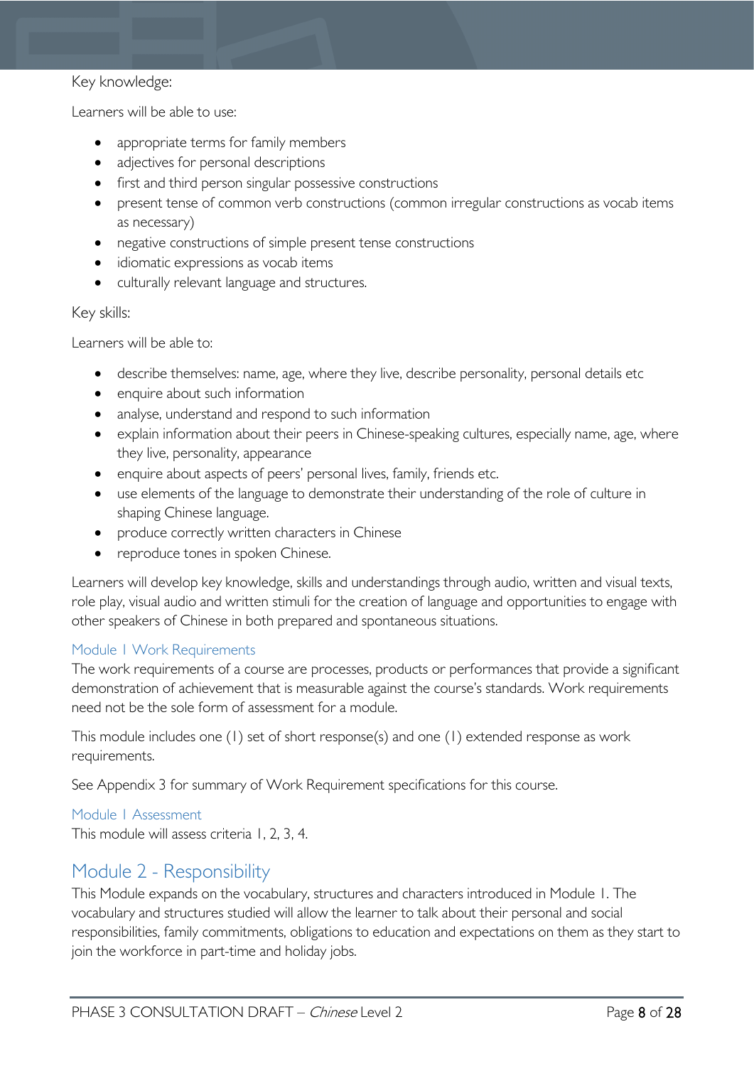Key knowledge:

Learners will be able to use:

- appropriate terms for family members
- adjectives for personal descriptions
- first and third person singular possessive constructions
- present tense of common verb constructions (common irregular constructions as vocab items as necessary)
- negative constructions of simple present tense constructions
- idiomatic expressions as vocab items
- culturally relevant language and structures.

Key skills:

Learners will be able to:

- describe themselves: name, age, where they live, describe personality, personal details etc
- enquire about such information
- analyse, understand and respond to such information
- explain information about their peers in Chinese-speaking cultures, especially name, age, where they live, personality, appearance
- enquire about aspects of peers' personal lives, family, friends etc.
- use elements of the language to demonstrate their understanding of the role of culture in shaping Chinese language.
- produce correctly written characters in Chinese
- reproduce tones in spoken Chinese.

Learners will develop key knowledge, skills and understandings through audio, written and visual texts, role play, visual audio and written stimuli for the creation of language and opportunities to engage with other speakers of Chinese in both prepared and spontaneous situations.

### Module 1 Work Requirements

The work requirements of a course are processes, products or performances that provide a significant demonstration of achievement that is measurable against the course's standards. Work requirements need not be the sole form of assessment for a module.

This module includes one (1) set of short response(s) and one (1) extended response as work requirements.

See Appendix 3 for summary of Work Requirement specifications for this course.

### Module 1 Assessment

This module will assess criteria 1, 2, 3, 4.

## Module 2 - Responsibility

This Module expands on the vocabulary, structures and characters introduced in Module 1. The vocabulary and structures studied will allow the learner to talk about their personal and social responsibilities, family commitments, obligations to education and expectations on them as they start to join the workforce in part-time and holiday jobs.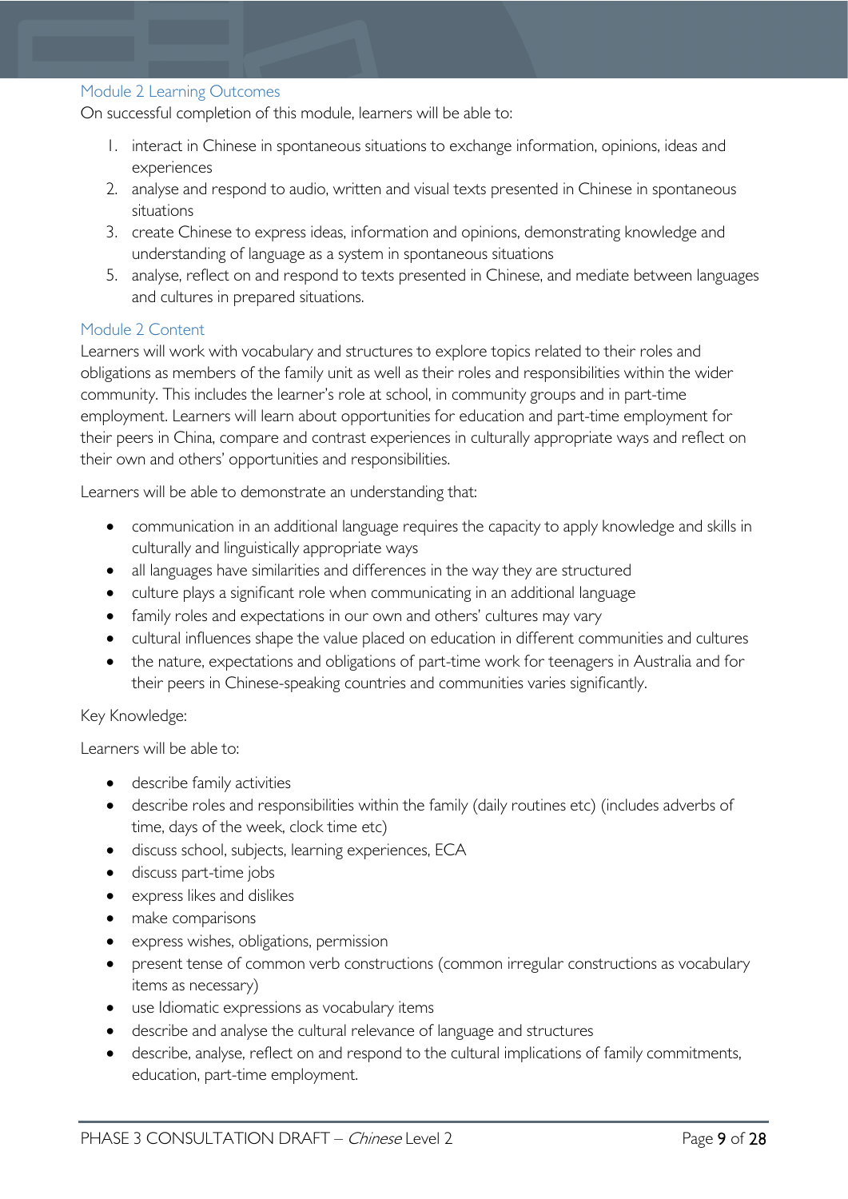### Module 2 Learning Outcomes

On successful completion of this module, learners will be able to:

1. interact in Chinese in spontaneous situations to exchange information, opinions, ideas and experiences
2. analyse and respond to audio, written and visual texts presented in Chinese in spontaneous situations
3. create Chinese to express ideas, information and opinions, demonstrating knowledge and understanding of language as a system in spontaneous situations

5. analyse, reflect on and respond to texts presented in Chinese, and mediate between languages and cultures in prepared situations.

### Module 2 Content

Learners will work with vocabulary and structures to explore topics related to their roles and obligations as members of the family unit as well as their roles and responsibilities within the wider community. This includes the learner's role at school, in community groups and in part-time employment. Learners will learn about opportunities for education and part-time employment for their peers in China, compare and contrast experiences in culturally appropriate ways and reflect on their own and others' opportunities and responsibilities.

Learners will be able to demonstrate an understanding that:

- communication in an additional language requires the capacity to apply knowledge and skills in culturally and linguistically appropriate ways
- all languages have similarities and differences in the way they are structured
- culture plays a significant role when communicating in an additional language
- family roles and expectations in our own and others' cultures may vary
- cultural influences shape the value placed on education in different communities and cultures
- the nature, expectations and obligations of part-time work for teenagers in Australia and for their peers in Chinese-speaking countries and communities varies significantly.

Key Knowledge:

Learners will be able to:

- describe family activities
- describe roles and responsibilities within the family (daily routines etc) (includes adverbs of time, days of the week, clock time etc)
- discuss school, subjects, learning experiences, ECA
- discuss part-time jobs
- express likes and dislikes
- make comparisons
- express wishes, obligations, permission
- present tense of common verb constructions (common irregular constructions as vocabulary items as necessary)
- use Idiomatic expressions as vocabulary items
- describe and analyse the cultural relevance of language and structures
- describe, analyse, reflect on and respond to the cultural implications of family commitments, education, part-time employment.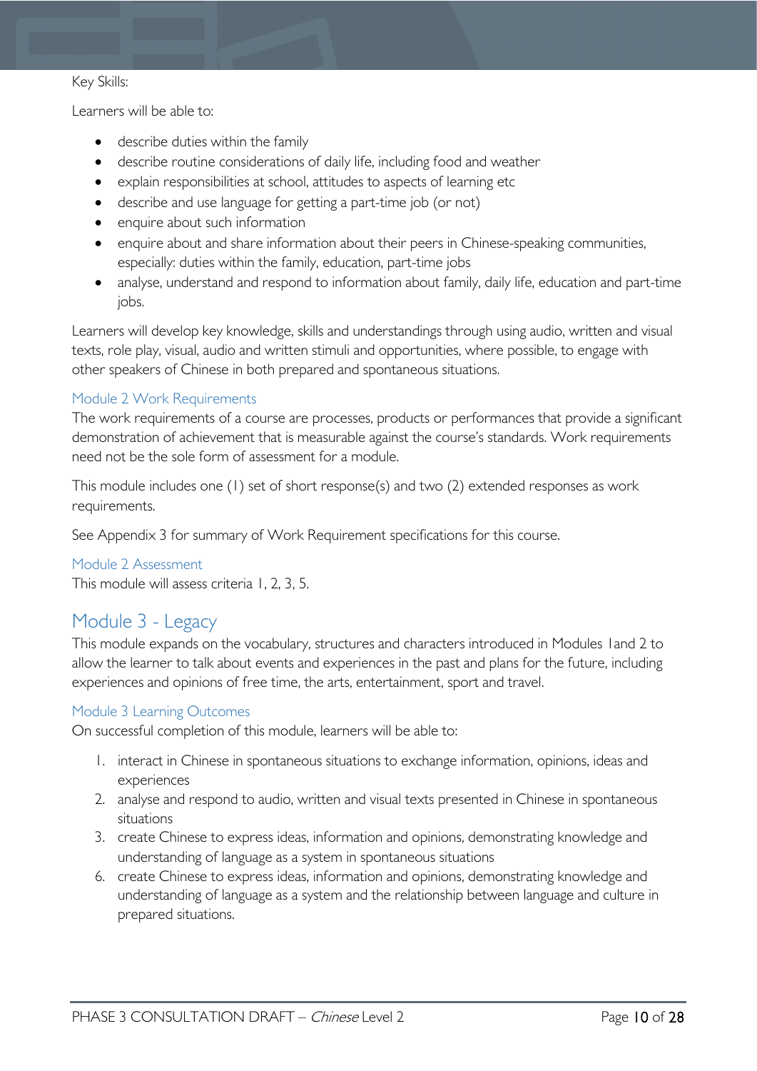Key Skills:

Learners will be able to:

- describe duties within the family
- describe routine considerations of daily life, including food and weather
- explain responsibilities at school, attitudes to aspects of learning etc
- describe and use language for getting a part-time job (or not)
- enquire about such information
- enquire about and share information about their peers in Chinese-speaking communities, especially: duties within the family, education, part-time jobs
- analyse, understand and respond to information about family, daily life, education and part-time jobs.

Learners will develop key knowledge, skills and understandings through using audio, written and visual texts, role play, visual, audio and written stimuli and opportunities, where possible, to engage with other speakers of Chinese in both prepared and spontaneous situations.

### Module 2 Work Requirements

The work requirements of a course are processes, products or performances that provide a significant demonstration of achievement that is measurable against the course's standards. Work requirements need not be the sole form of assessment for a module.

This module includes one (1) set of short response(s) and two (2) extended responses as work requirements.

See Appendix 3 for summary of Work Requirement specifications for this course.

### Module 2 Assessment

This module will assess criteria 1, 2, 3, 5.

## Module 3 - Legacy

This module expands on the vocabulary, structures and characters introduced in Modules 1and 2 to allow the learner to talk about events and experiences in the past and plans for the future, including experiences and opinions of free time, the arts, entertainment, sport and travel.

### Module 3 Learning Outcomes

On successful completion of this module, learners will be able to:

1. interact in Chinese in spontaneous situations to exchange information, opinions, ideas and experiences
2. analyse and respond to audio, written and visual texts presented in Chinese in spontaneous situations
3. create Chinese to express ideas, information and opinions, demonstrating knowledge and understanding of language as a system in spontaneous situations
6. create Chinese to express ideas, information and opinions, demonstrating knowledge and understanding of language as a system and the relationship between language and culture in prepared situations.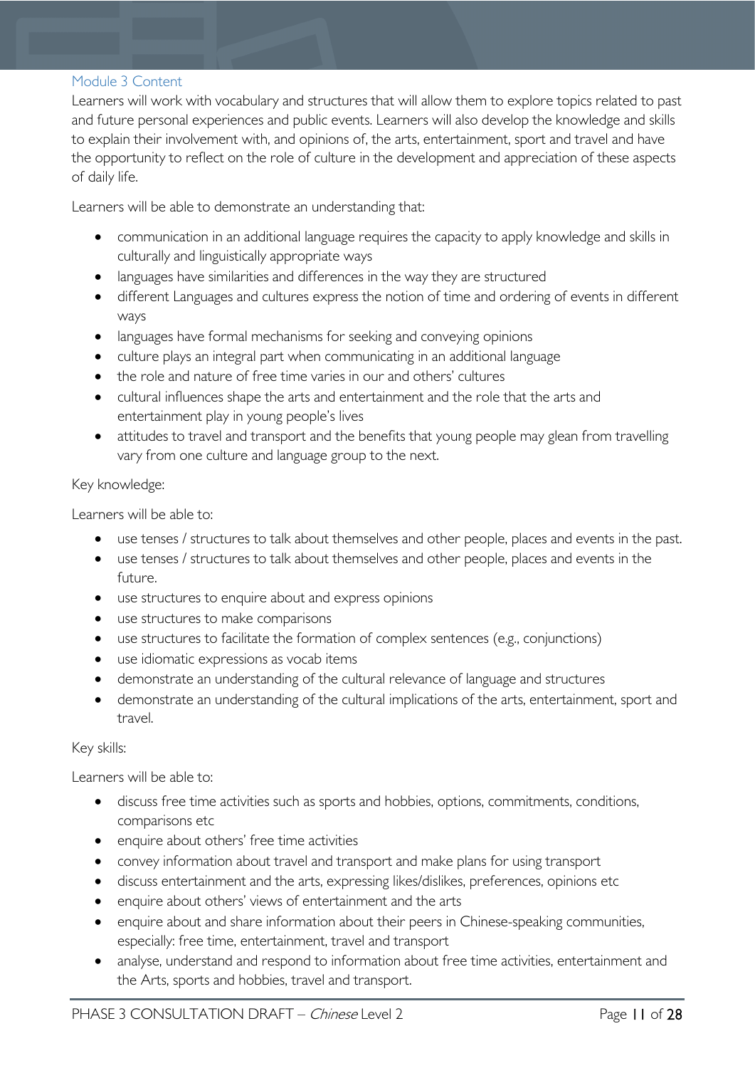### Module 3 Content

Learners will work with vocabulary and structures that will allow them to explore topics related to past and future personal experiences and public events. Learners will also develop the knowledge and skills to explain their involvement with, and opinions of, the arts, entertainment, sport and travel and have the opportunity to reflect on the role of culture in the development and appreciation of these aspects of daily life.

Learners will be able to demonstrate an understanding that:

- communication in an additional language requires the capacity to apply knowledge and skills in culturally and linguistically appropriate ways
- languages have similarities and differences in the way they are structured
- different Languages and cultures express the notion of time and ordering of events in different ways
- languages have formal mechanisms for seeking and conveying opinions
- culture plays an integral part when communicating in an additional language
- the role and nature of free time varies in our and others' cultures
- cultural influences shape the arts and entertainment and the role that the arts and entertainment play in young people's lives
- attitudes to travel and transport and the benefits that young people may glean from travelling vary from one culture and language group to the next.

Key knowledge:

Learners will be able to:

- use tenses / structures to talk about themselves and other people, places and events in the past.
- use tenses / structures to talk about themselves and other people, places and events in the future.
- use structures to enquire about and express opinions
- use structures to make comparisons
- use structures to facilitate the formation of complex sentences (e.g., conjunctions)
- use idiomatic expressions as vocab items
- demonstrate an understanding of the cultural relevance of language and structures
- demonstrate an understanding of the cultural implications of the arts, entertainment, sport and travel.

Key skills:

Learners will be able to:

- discuss free time activities such as sports and hobbies, options, commitments, conditions, comparisons etc
- enquire about others' free time activities
- convey information about travel and transport and make plans for using transport
- discuss entertainment and the arts, expressing likes/dislikes, preferences, opinions etc
- enquire about others' views of entertainment and the arts
- enquire about and share information about their peers in Chinese-speaking communities, especially: free time, entertainment, travel and transport
- analyse, understand and respond to information about free time activities, entertainment and the Arts, sports and hobbies, travel and transport.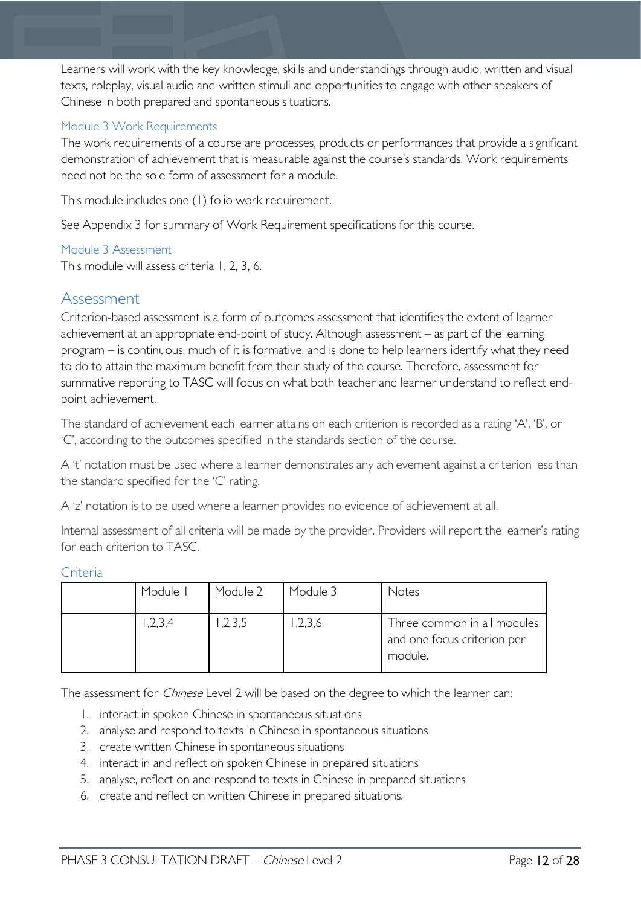Learners will work with the key knowledge, skills and understandings through audio, written and visual texts, roleplay, visual audio and written stimuli and opportunities to engage with other speakers of Chinese in both prepared and spontaneous situations.

### Module 3 Work Requirements

The work requirements of a course are processes, products or performances that provide a significant demonstration of achievement that is measurable against the course's standards. Work requirements need not be the sole form of assessment for a module.

This module includes one (1) folio work requirement.

See Appendix 3 for summary of Work Requirement specifications for this course.

### Module 3 Assessment

This module will assess criteria 1, 2, 3, 6.

## Assessment

Criterion-based assessment is a form of outcomes assessment that identifies the extent of learner achievement at an appropriate end-point of study. Although assessment – as part of the learning program – is continuous, much of it is formative, and is done to help learners identify what they need to do to attain the maximum benefit from their study of the course. Therefore, assessment for summative reporting to TASC will focus on what both teacher and learner understand to reflect end-point achievement.

The standard of achievement each learner attains on each criterion is recorded as a rating 'A', 'B', or 'C', according to the outcomes specified in the standards section of the course.

A 't' notation must be used where a learner demonstrates any achievement against a criterion less than the standard specified for the 'C' rating.

A 'z' notation is to be used where a learner provides no evidence of achievement at all.

Internal assessment of all criteria will be made by the provider. Providers will report the learner's rating for each criterion to TASC.

### Criteria

| | Module 1 | Module 2 | Module 3 | Notes |
|---|---|---|---|---|
| | 1,2,3,4 | 1,2,3,5 | 1,2,3,6 | Three common in all modules and one focus criterion per module. |

The assessment for *Chinese* Level 2 will be based on the degree to which the learner can:

1. interact in spoken Chinese in spontaneous situations
2. analyse and respond to texts in Chinese in spontaneous situations
3. create written Chinese in spontaneous situations
4. interact in and reflect on spoken Chinese in prepared situations
5. analyse, reflect on and respond to texts in Chinese in prepared situations
6. create and reflect on written Chinese in prepared situations.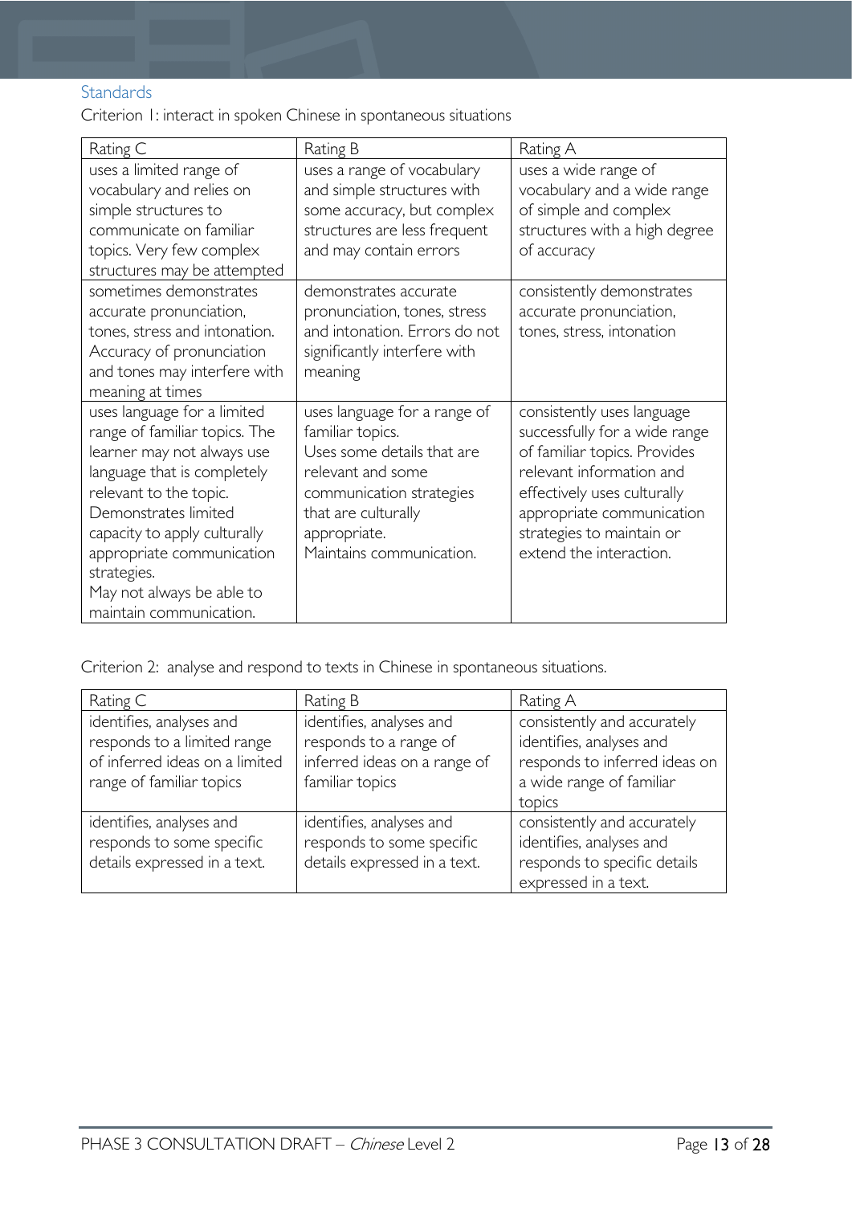## Standards

Criterion 1: interact in spoken Chinese in spontaneous situations

| Rating C | Rating B | Rating A |
|---|---|---|
| uses a limited range of vocabulary and relies on simple structures to communicate on familiar topics. Very few complex structures may be attempted | uses a range of vocabulary and simple structures with some accuracy, but complex structures are less frequent and may contain errors | uses a wide range of vocabulary and a wide range of simple and complex structures with a high degree of accuracy |
| sometimes demonstrates accurate pronunciation, tones, stress and intonation. Accuracy of pronunciation and tones may interfere with meaning at times | demonstrates accurate pronunciation, tones, stress and intonation. Errors do not significantly interfere with meaning | consistently demonstrates accurate pronunciation, tones, stress, intonation |
| uses language for a limited range of familiar topics. The learner may not always use language that is completely relevant to the topic. Demonstrates limited capacity to apply culturally appropriate communication strategies. May not always be able to maintain communication. | uses language for a range of familiar topics. Uses some details that are relevant and some communication strategies that are culturally appropriate. Maintains communication. | consistently uses language successfully for a wide range of familiar topics. Provides relevant information and effectively uses culturally appropriate communication strategies to maintain or extend the interaction. |

Criterion 2: analyse and respond to texts in Chinese in spontaneous situations.

| Rating C | Rating B | Rating A |
|---|---|---|
| identifies, analyses and responds to a limited range of inferred ideas on a limited range of familiar topics | identifies, analyses and responds to a range of inferred ideas on a range of familiar topics | consistently and accurately identifies, analyses and responds to inferred ideas on a wide range of familiar topics |
| identifies, analyses and responds to some specific details expressed in a text. | identifies, analyses and responds to some specific details expressed in a text. | consistently and accurately identifies, analyses and responds to specific details expressed in a text. |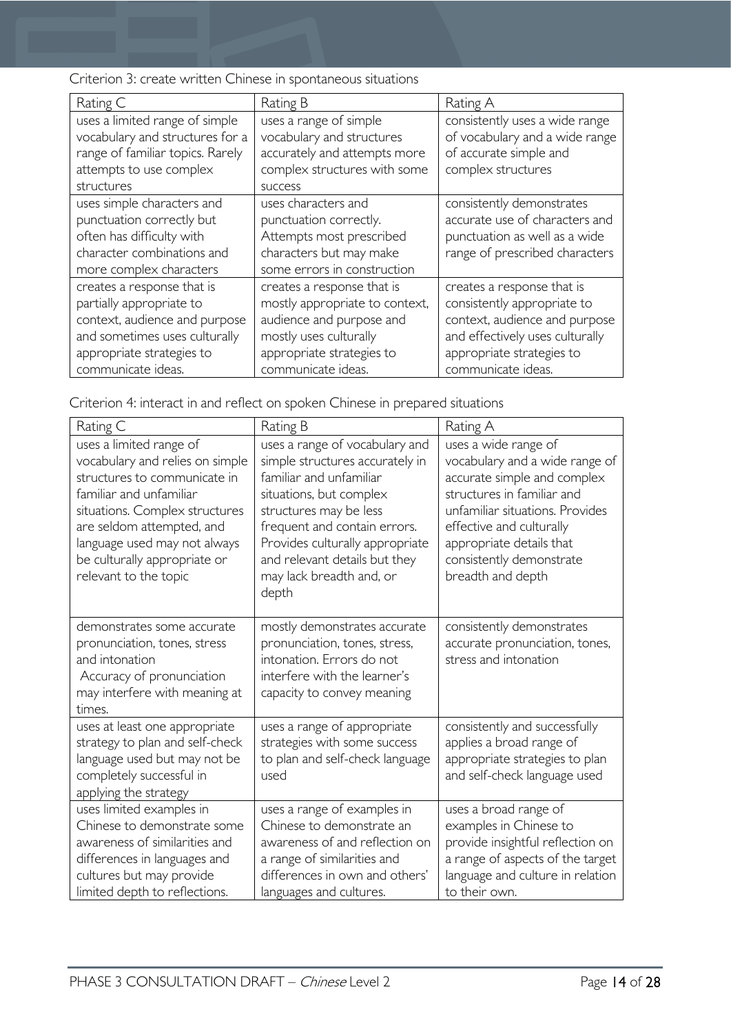Criterion 3: create written Chinese in spontaneous situations

| Rating C | Rating B | Rating A |
|---|---|---|
| uses a limited range of simple vocabulary and structures for a range of familiar topics. Rarely attempts to use complex structures | uses a range of simple vocabulary and structures accurately and attempts more complex structures with some success | consistently uses a wide range of vocabulary and a wide range of accurate simple and complex structures |
| uses simple characters and punctuation correctly but often has difficulty with character combinations and more complex characters | uses characters and punctuation correctly. Attempts most prescribed characters but may make some errors in construction | consistently demonstrates accurate use of characters and punctuation as well as a wide range of prescribed characters |
| creates a response that is partially appropriate to context, audience and purpose and sometimes uses culturally appropriate strategies to communicate ideas. | creates a response that is mostly appropriate to context, audience and purpose and mostly uses culturally appropriate strategies to communicate ideas. | creates a response that is consistently appropriate to context, audience and purpose and effectively uses culturally appropriate strategies to communicate ideas. |

Criterion 4: interact in and reflect on spoken Chinese in prepared situations

| Rating C | Rating B | Rating A |
|---|---|---|
| uses a limited range of vocabulary and relies on simple structures to communicate in familiar and unfamiliar situations. Complex structures are seldom attempted, and language used may not always be culturally appropriate or relevant to the topic | uses a range of vocabulary and simple structures accurately in familiar and unfamiliar situations, but complex structures may be less frequent and contain errors. Provides culturally appropriate and relevant details but they may lack breadth and, or depth | uses a wide range of vocabulary and a wide range of accurate simple and complex structures in familiar and unfamiliar situations. Provides effective and culturally appropriate details that consistently demonstrate breadth and depth |
| demonstrates some accurate pronunciation, tones, stress and intonation Accuracy of pronunciation may interfere with meaning at times. | mostly demonstrates accurate pronunciation, tones, stress, intonation. Errors do not interfere with the learner's capacity to convey meaning | consistently demonstrates accurate pronunciation, tones, stress and intonation |
| uses at least one appropriate strategy to plan and self-check language used but may not be completely successful in applying the strategy | uses a range of appropriate strategies with some success to plan and self-check language used | consistently and successfully applies a broad range of appropriate strategies to plan and self-check language used |
| uses limited examples in Chinese to demonstrate some awareness of similarities and differences in languages and cultures but may provide limited depth to reflections. | uses a range of examples in Chinese to demonstrate an awareness of and reflection on a range of similarities and differences in own and others' languages and cultures. | uses a broad range of examples in Chinese to provide insightful reflection on a range of aspects of the target language and culture in relation to their own. |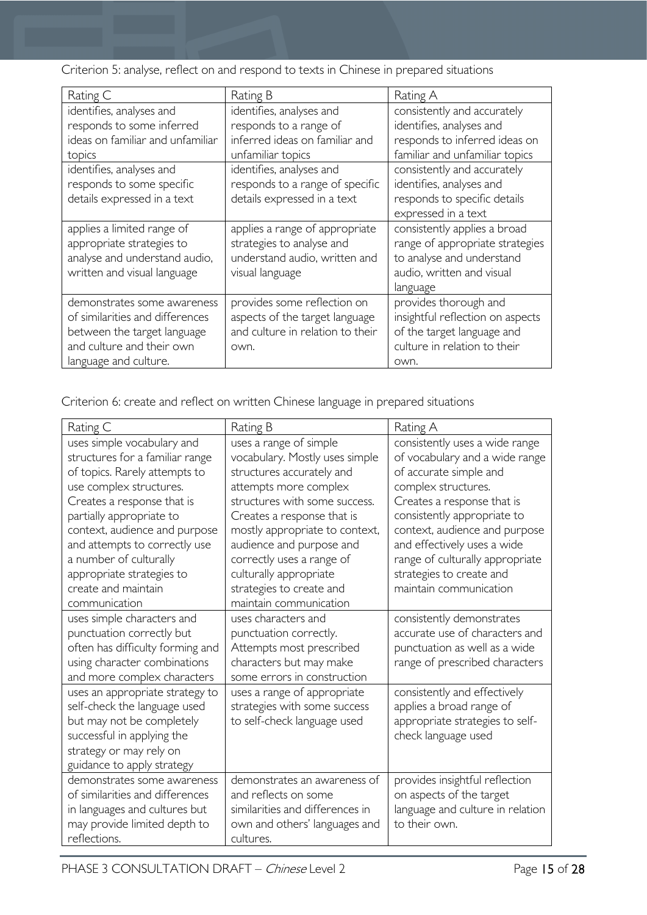Criterion 5: analyse, reflect on and respond to texts in Chinese in prepared situations

| Rating C | Rating B | Rating A |
| --- | --- | --- |
| identifies, analyses and responds to some inferred ideas on familiar and unfamiliar topics | identifies, analyses and responds to a range of inferred ideas on familiar and unfamiliar topics | consistently and accurately identifies, analyses and responds to inferred ideas on familiar and unfamiliar topics |
| identifies, analyses and responds to some specific details expressed in a text | identifies, analyses and responds to a range of specific details expressed in a text | consistently and accurately identifies, analyses and responds to specific details expressed in a text |
| applies a limited range of appropriate strategies to analyse and understand audio, written and visual language | applies a range of appropriate strategies to analyse and understand audio, written and visual language | consistently applies a broad range of appropriate strategies to analyse and understand audio, written and visual language |
| demonstrates some awareness of similarities and differences between the target language and culture and their own language and culture. | provides some reflection on aspects of the target language and culture in relation to their own. | provides thorough and insightful reflection on aspects of the target language and culture in relation to their own. |

Criterion 6: create and reflect on written Chinese language in prepared situations

| Rating C | Rating B | Rating A |
| --- | --- | --- |
| uses simple vocabulary and structures for a familiar range of topics. Rarely attempts to use complex structures. Creates a response that is partially appropriate to context, audience and purpose and attempts to correctly use a number of culturally appropriate strategies to create and maintain communication | uses a range of simple vocabulary. Mostly uses simple structures accurately and attempts more complex structures with some success. Creates a response that is mostly appropriate to context, audience and purpose and correctly uses a range of culturally appropriate strategies to create and maintain communication | consistently uses a wide range of vocabulary and a wide range of accurate simple and complex structures. Creates a response that is consistently appropriate to context, audience and purpose and effectively uses a wide range of culturally appropriate strategies to create and maintain communication |
| uses simple characters and punctuation correctly but often has difficulty forming and using character combinations and more complex characters | uses characters and punctuation correctly. Attempts most prescribed characters but may make some errors in construction | consistently demonstrates accurate use of characters and punctuation as well as a wide range of prescribed characters |
| uses an appropriate strategy to self-check the language used but may not be completely successful in applying the strategy or may rely on guidance to apply strategy | uses a range of appropriate strategies with some success to self-check language used | consistently and effectively applies a broad range of appropriate strategies to self-check language used |
| demonstrates some awareness of similarities and differences in languages and cultures but may provide limited depth to reflections. | demonstrates an awareness of and reflects on some similarities and differences in own and others' languages and cultures. | provides insightful reflection on aspects of the target language and culture in relation to their own. |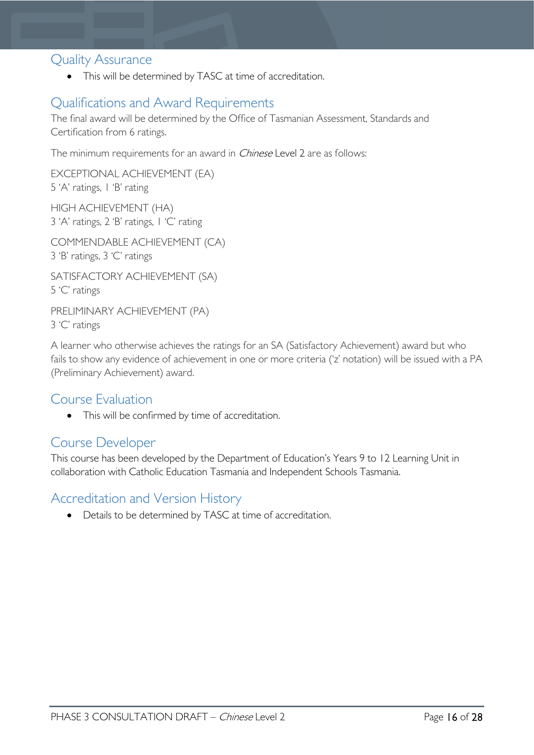## Quality Assurance

- This will be determined by TASC at time of accreditation.

## Qualifications and Award Requirements

The final award will be determined by the Office of Tasmanian Assessment, Standards and Certification from 6 ratings.

The minimum requirements for an award in *Chinese* Level 2 are as follows:

EXCEPTIONAL ACHIEVEMENT (EA)
5 'A' ratings, 1 'B' rating

HIGH ACHIEVEMENT (HA)
3 'A' ratings, 2 'B' ratings, 1 'C' rating

COMMENDABLE ACHIEVEMENT (CA)
3 'B' ratings, 3 'C' ratings

SATISFACTORY ACHIEVEMENT (SA)
5 'C' ratings

PRELIMINARY ACHIEVEMENT (PA)
3 'C' ratings

A learner who otherwise achieves the ratings for an SA (Satisfactory Achievement) award but who fails to show any evidence of achievement in one or more criteria ('z' notation) will be issued with a PA (Preliminary Achievement) award.

## Course Evaluation

- This will be confirmed by time of accreditation.

## Course Developer

This course has been developed by the Department of Education's Years 9 to 12 Learning Unit in collaboration with Catholic Education Tasmania and Independent Schools Tasmania.

## Accreditation and Version History

- Details to be determined by TASC at time of accreditation.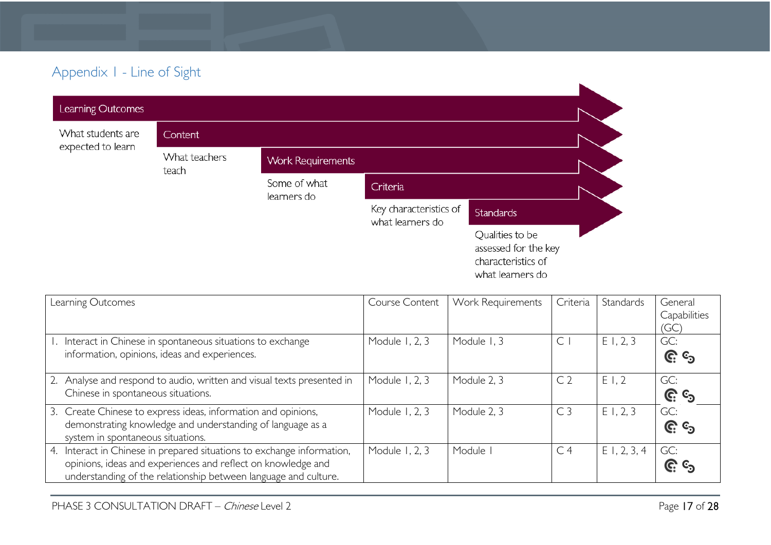## Appendix 1 - Line of Sight

**Learning Outcomes** – What students are expected to learn

**Content** – What teachers teach

**Work Requirements** – Some of what learners do

**Criteria** – Key characteristics of what learners do

**Standards** – Qualities to be assessed for the key characteristics of what learners do

| Learning Outcomes | Course Content | Work Requirements | Criteria | Standards | General Capabilities (GC) |
|---|---|---|---|---|---|
| 1. Interact in Chinese in spontaneous situations to exchange information, opinions, ideas and experiences. | Module 1, 2, 3 | Module 1, 3 | C 1 | E 1, 2, 3 | GC: |
| 2. Analyse and respond to audio, written and visual texts presented in Chinese in spontaneous situations. | Module 1, 2, 3 | Module 2, 3 | C 2 | E 1, 2 | GC: |
| 3. Create Chinese to express ideas, information and opinions, demonstrating knowledge and understanding of language as a system in spontaneous situations. | Module 1, 2, 3 | Module 2, 3 | C 3 | E 1, 2, 3 | GC: |
| 4. Interact in Chinese in prepared situations to exchange information, opinions, ideas and experiences and reflect on knowledge and understanding of the relationship between language and culture. | Module 1, 2, 3 | Module 1 | C 4 | E 1, 2, 3, 4 | GC: |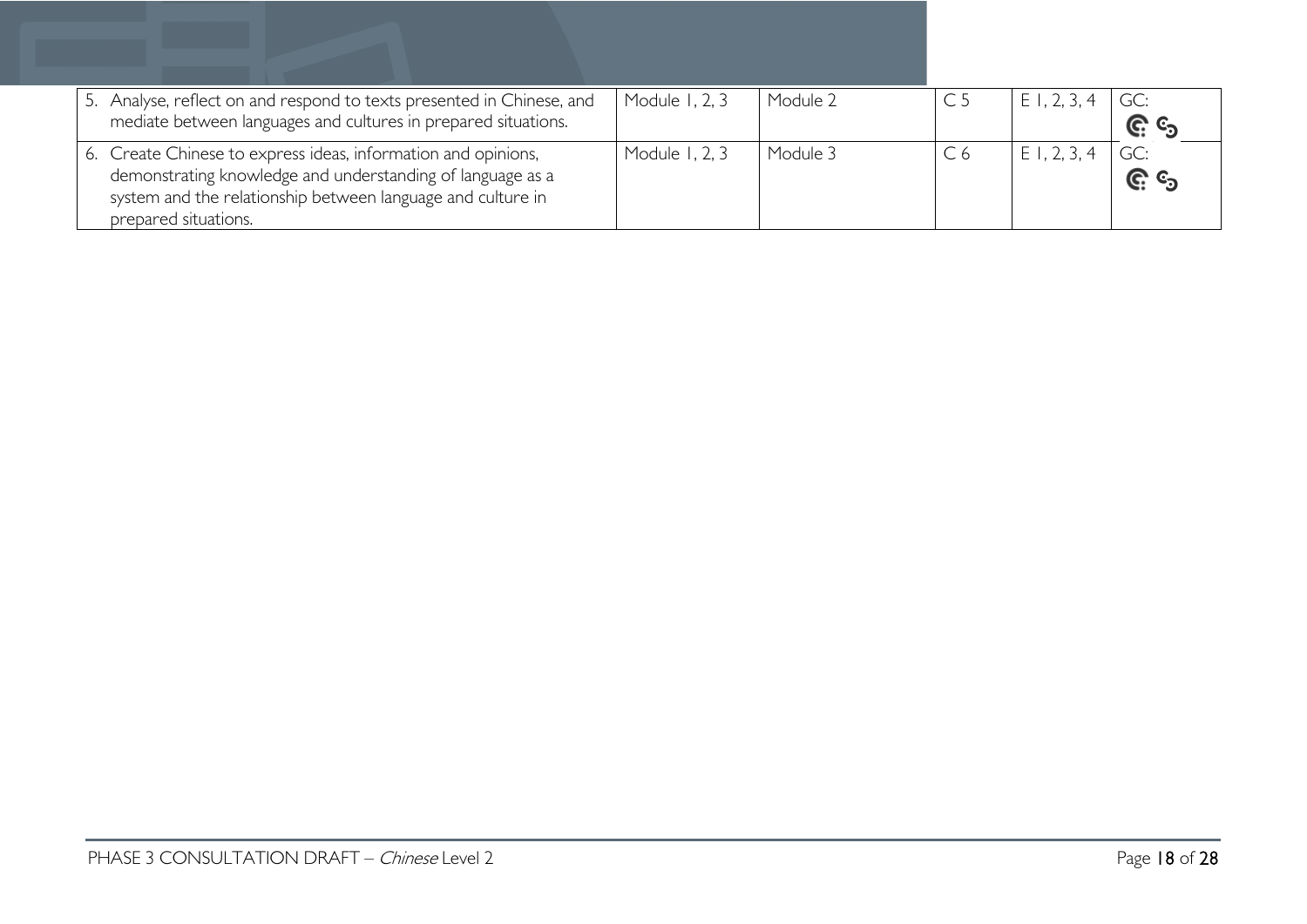| | | | | | |
|---|---|---|---|---|---|
| 5. Analyse, reflect on and respond to texts presented in Chinese, and mediate between languages and cultures in prepared situations. | Module 1, 2, 3 | Module 2 | C 5 | E 1, 2, 3, 4 | GC: |
| 6. Create Chinese to express ideas, information and opinions, demonstrating knowledge and understanding of language as a system and the relationship between language and culture in prepared situations. | Module 1, 2, 3 | Module 3 | C 6 | E 1, 2, 3, 4 | GC: |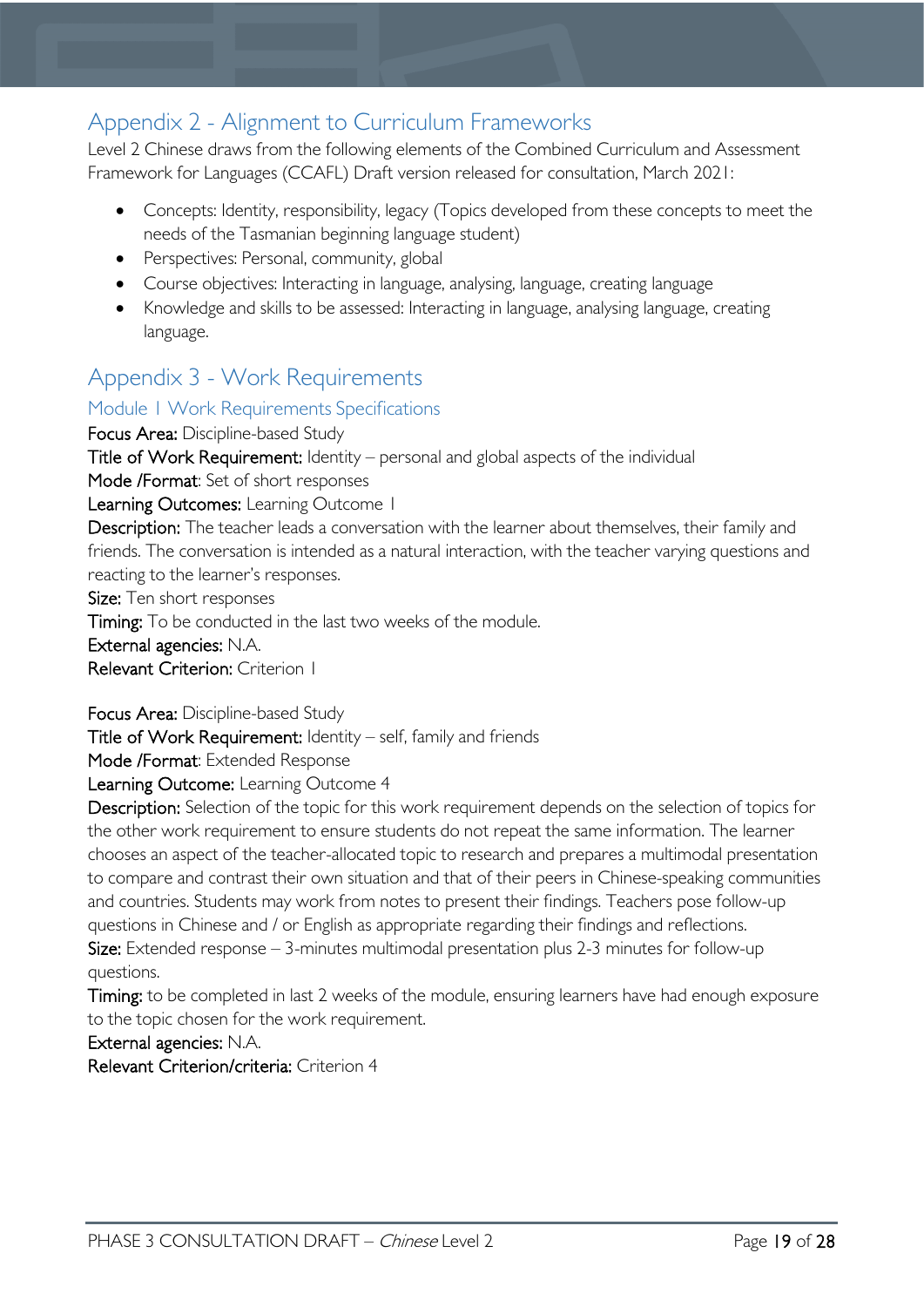## Appendix 2 - Alignment to Curriculum Frameworks

Level 2 Chinese draws from the following elements of the Combined Curriculum and Assessment Framework for Languages (CCAFL) Draft version released for consultation, March 2021:

- Concepts: Identity, responsibility, legacy (Topics developed from these concepts to meet the needs of the Tasmanian beginning language student)
- Perspectives: Personal, community, global
- Course objectives: Interacting in language, analysing, language, creating language
- Knowledge and skills to be assessed: Interacting in language, analysing language, creating language.

## Appendix 3 - Work Requirements

### Module 1 Work Requirements Specifications

**Focus Area:** Discipline-based Study
**Title of Work Requirement:** Identity – personal and global aspects of the individual
**Mode /Format**: Set of short responses
**Learning Outcomes:** Learning Outcome 1
**Description:** The teacher leads a conversation with the learner about themselves, their family and friends. The conversation is intended as a natural interaction, with the teacher varying questions and reacting to the learner's responses.
**Size:** Ten short responses
**Timing:** To be conducted in the last two weeks of the module.
**External agencies:** N.A.
**Relevant Criterion:** Criterion 1

**Focus Area:** Discipline-based Study
**Title of Work Requirement:** Identity – self, family and friends
**Mode /Format**: Extended Response
**Learning Outcome:** Learning Outcome 4
**Description:** Selection of the topic for this work requirement depends on the selection of topics for the other work requirement to ensure students do not repeat the same information. The learner chooses an aspect of the teacher-allocated topic to research and prepares a multimodal presentation to compare and contrast their own situation and that of their peers in Chinese-speaking communities and countries. Students may work from notes to present their findings. Teachers pose follow-up questions in Chinese and / or English as appropriate regarding their findings and reflections.
**Size:** Extended response – 3-minutes multimodal presentation plus 2-3 minutes for follow-up questions.
**Timing:** to be completed in last 2 weeks of the module, ensuring learners have had enough exposure to the topic chosen for the work requirement.
**External agencies:** N.A.
**Relevant Criterion/criteria:** Criterion 4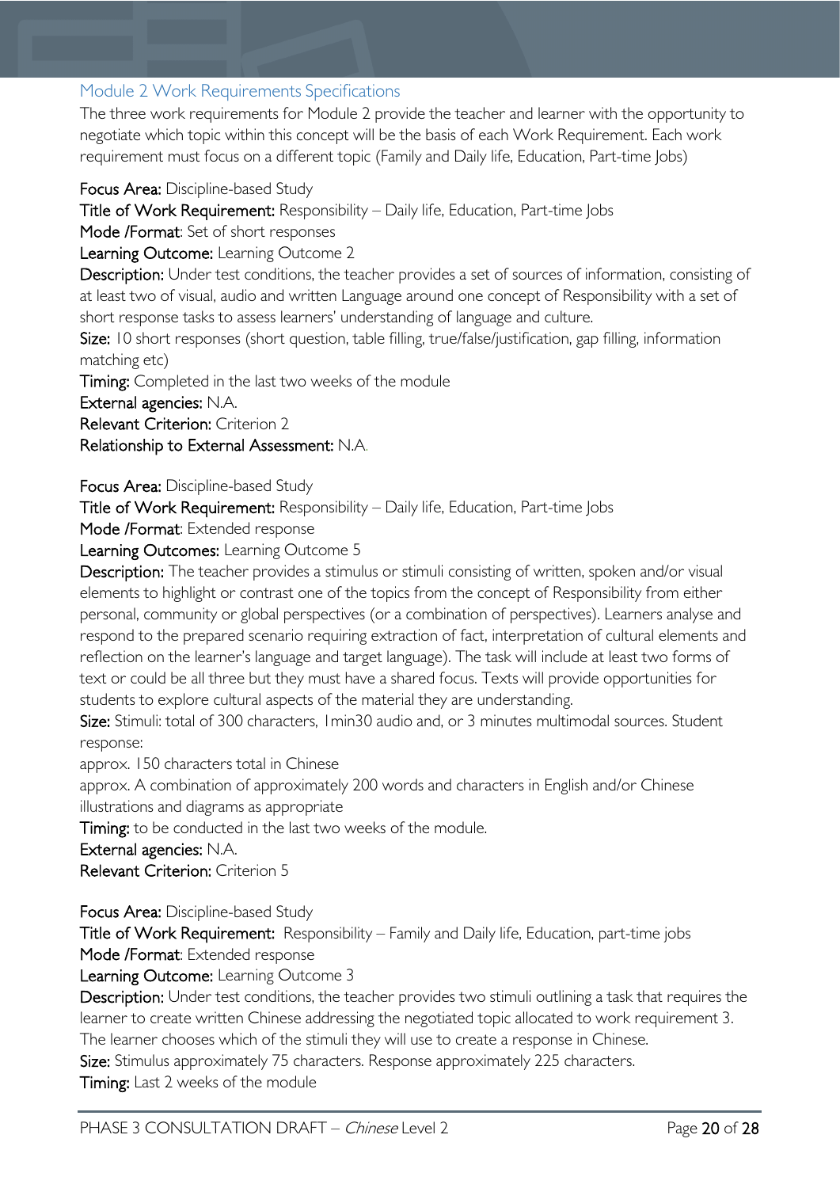## Module 2 Work Requirements Specifications

The three work requirements for Module 2 provide the teacher and learner with the opportunity to negotiate which topic within this concept will be the basis of each Work Requirement. Each work requirement must focus on a different topic (Family and Daily life, Education, Part-time Jobs)

**Focus Area:** Discipline-based Study

**Title of Work Requirement:** Responsibility – Daily life, Education, Part-time Jobs

**Mode /Format**: Set of short responses

**Learning Outcome:** Learning Outcome 2

**Description:** Under test conditions, the teacher provides a set of sources of information, consisting of at least two of visual, audio and written Language around one concept of Responsibility with a set of short response tasks to assess learners' understanding of language and culture.

**Size:** 10 short responses (short question, table filling, true/false/justification, gap filling, information matching etc)

**Timing:** Completed in the last two weeks of the module

**External agencies:** N.A.

**Relevant Criterion:** Criterion 2

**Relationship to External Assessment:** N.A.

**Focus Area:** Discipline-based Study

**Title of Work Requirement:** Responsibility – Daily life, Education, Part-time Jobs

**Mode /Format**: Extended response

**Learning Outcomes:** Learning Outcome 5

**Description:** The teacher provides a stimulus or stimuli consisting of written, spoken and/or visual elements to highlight or contrast one of the topics from the concept of Responsibility from either personal, community or global perspectives (or a combination of perspectives). Learners analyse and respond to the prepared scenario requiring extraction of fact, interpretation of cultural elements and reflection on the learner's language and target language). The task will include at least two forms of text or could be all three but they must have a shared focus. Texts will provide opportunities for students to explore cultural aspects of the material they are understanding.

**Size:** Stimuli: total of 300 characters, 1min30 audio and, or 3 minutes multimodal sources. Student response:

approx. 150 characters total in Chinese

approx. A combination of approximately 200 words and characters in English and/or Chinese illustrations and diagrams as appropriate

**Timing:** to be conducted in the last two weeks of the module.

**External agencies:** N.A.

**Relevant Criterion:** Criterion 5

**Focus Area:** Discipline-based Study

**Title of Work Requirement:** Responsibility – Family and Daily life, Education, part-time jobs

**Mode /Format**: Extended response

**Learning Outcome:** Learning Outcome 3

**Description:** Under test conditions, the teacher provides two stimuli outlining a task that requires the learner to create written Chinese addressing the negotiated topic allocated to work requirement 3. The learner chooses which of the stimuli they will use to create a response in Chinese.

**Size:** Stimulus approximately 75 characters. Response approximately 225 characters.

**Timing:** Last 2 weeks of the module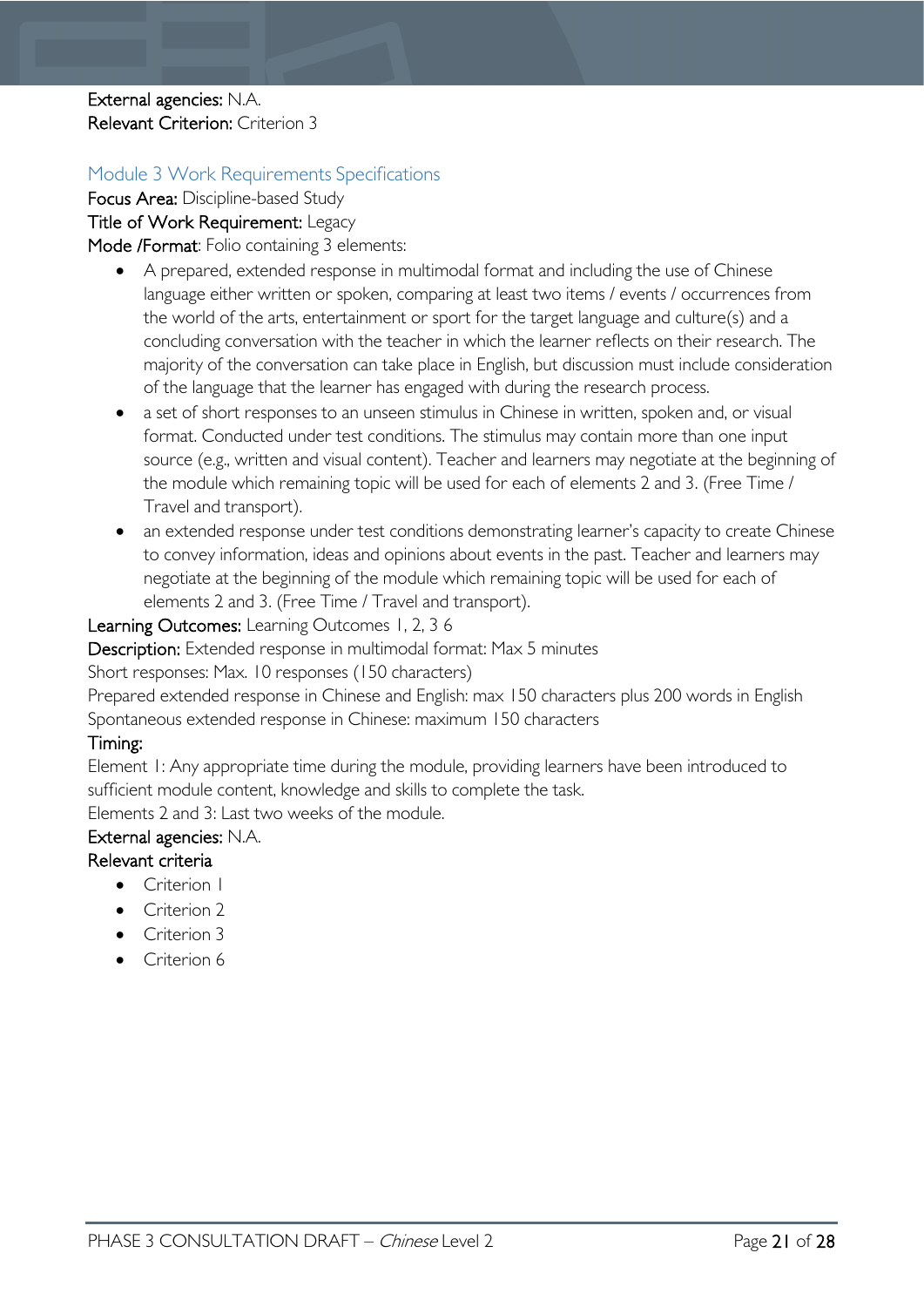**External agencies:** N.A.
**Relevant Criterion:** Criterion 3

## Module 3 Work Requirements Specifications

**Focus Area:** Discipline-based Study
**Title of Work Requirement:** Legacy
**Mode /Format**: Folio containing 3 elements:

- A prepared, extended response in multimodal format and including the use of Chinese language either written or spoken, comparing at least two items / events / occurrences from the world of the arts, entertainment or sport for the target language and culture(s) and a concluding conversation with the teacher in which the learner reflects on their research. The majority of the conversation can take place in English, but discussion must include consideration of the language that the learner has engaged with during the research process.
- a set of short responses to an unseen stimulus in Chinese in written, spoken and, or visual format. Conducted under test conditions. The stimulus may contain more than one input source (e.g., written and visual content). Teacher and learners may negotiate at the beginning of the module which remaining topic will be used for each of elements 2 and 3. (Free Time / Travel and transport).
- an extended response under test conditions demonstrating learner's capacity to create Chinese to convey information, ideas and opinions about events in the past. Teacher and learners may negotiate at the beginning of the module which remaining topic will be used for each of elements 2 and 3. (Free Time / Travel and transport).

**Learning Outcomes:** Learning Outcomes 1, 2, 3 6
**Description:** Extended response in multimodal format: Max 5 minutes
Short responses: Max. 10 responses (150 characters)
Prepared extended response in Chinese and English: max 150 characters plus 200 words in English
Spontaneous extended response in Chinese: maximum 150 characters

**Timing:**
Element 1: Any appropriate time during the module, providing learners have been introduced to sufficient module content, knowledge and skills to complete the task.
Elements 2 and 3: Last two weeks of the module.

**External agencies:** N.A.

**Relevant criteria**

- Criterion 1
- Criterion 2
- Criterion 3
- Criterion 6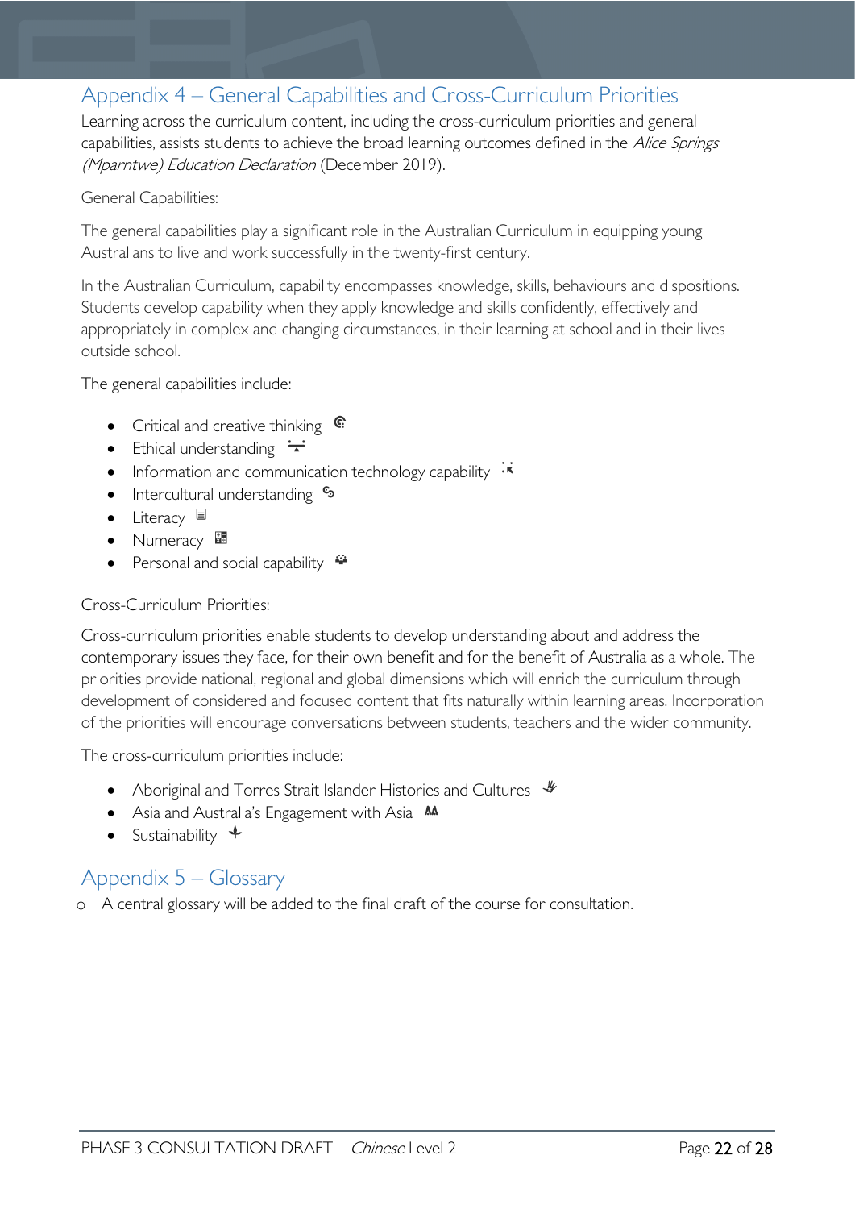## Appendix 4 – General Capabilities and Cross-Curriculum Priorities

Learning across the curriculum content, including the cross-curriculum priorities and general capabilities, assists students to achieve the broad learning outcomes defined in the *Alice Springs (Mparntwe) Education Declaration* (December 2019).

General Capabilities:

The general capabilities play a significant role in the Australian Curriculum in equipping young Australians to live and work successfully in the twenty-first century.

In the Australian Curriculum, capability encompasses knowledge, skills, behaviours and dispositions. Students develop capability when they apply knowledge and skills confidently, effectively and appropriately in complex and changing circumstances, in their learning at school and in their lives outside school.

The general capabilities include:

- Critical and creative thinking
- Ethical understanding
- Information and communication technology capability
- Intercultural understanding
- Literacy
- Numeracy
- Personal and social capability

Cross-Curriculum Priorities:

Cross-curriculum priorities enable students to develop understanding about and address the contemporary issues they face, for their own benefit and for the benefit of Australia as a whole. The priorities provide national, regional and global dimensions which will enrich the curriculum through development of considered and focused content that fits naturally within learning areas. Incorporation of the priorities will encourage conversations between students, teachers and the wider community.

The cross-curriculum priorities include:

- Aboriginal and Torres Strait Islander Histories and Cultures
- Asia and Australia's Engagement with Asia
- Sustainability

## Appendix 5 – Glossary

- A central glossary will be added to the final draft of the course for consultation.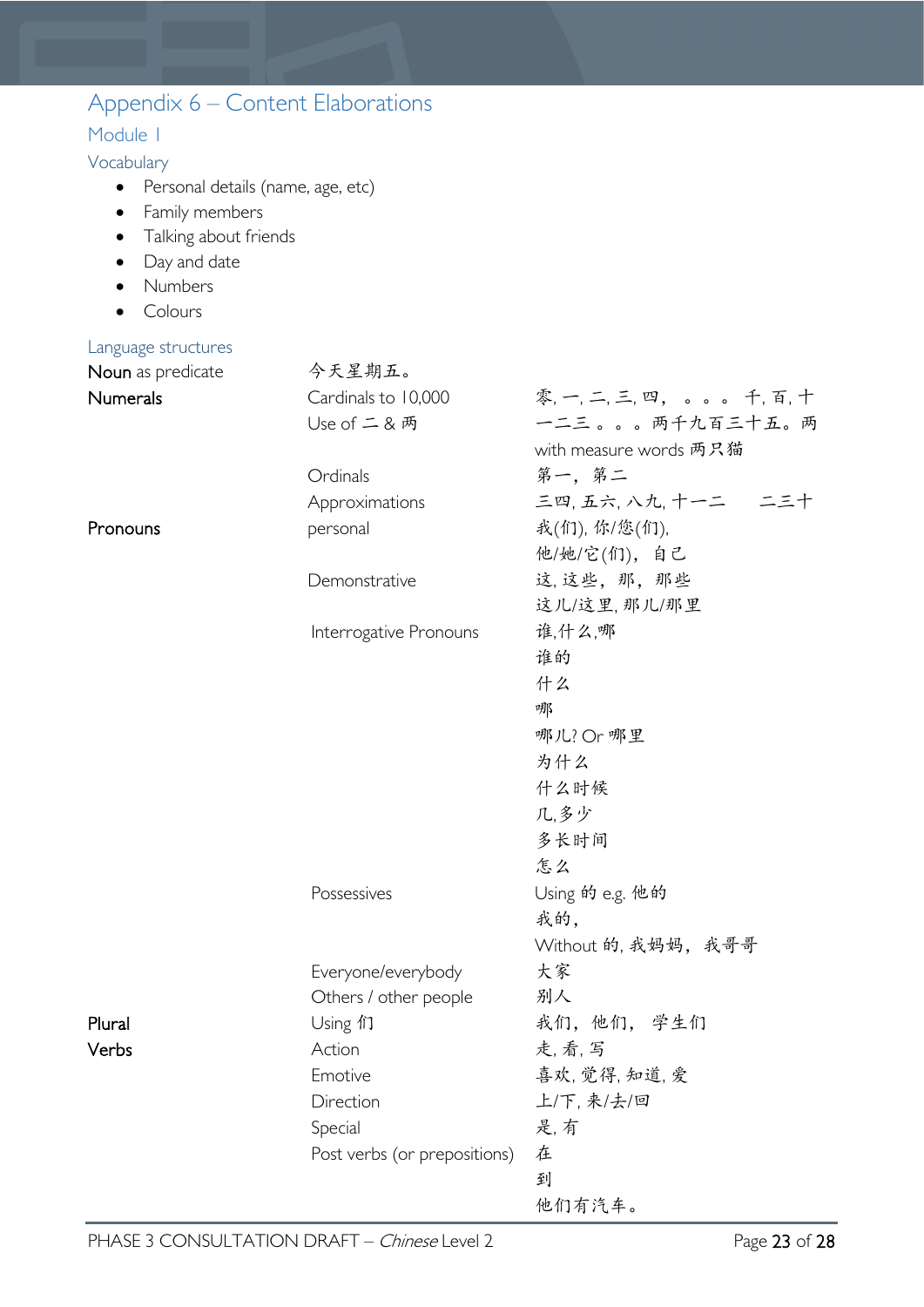# Appendix 6 – Content Elaborations

## Module 1

### Vocabulary

- Personal details (name, age, etc)
- Family members
- Talking about friends
- Day and date
- Numbers
- Colours

### Language structures

| | | |
|---|---|---|
| Noun as predicate | 今天星期五。 | |
| Numerals | Cardinals to 10,000 | 零, 一, 二, 三, 四， 。。。 千, 百, 十 |
| | Use of 二 & 两 | 一二三 。。。两千九百三十五。两 with measure words 两只猫 |
| | Ordinals | 第一， 第二 |
| | Approximations | 三四, 五六, 八九, 十一二　　二三十 |
| Pronouns | personal | 我(们), 你/您(们), 他/她/它(们)， 自己 |
| | Demonstrative | 这, 这些， 那， 那些 这儿/这里, 那儿/那里 |
| | Interrogative Pronouns | 谁,什么,哪 谁的 什么 哪 哪儿? Or 哪里 为什么 什么时候 几,多少 多长时间 怎么 |
| | Possessives | Using 的 e.g. 他的 我的， Without 的, 我妈妈， 我哥哥 |
| | Everyone/everybody | 大家 |
| | Others / other people | 别人 |
| Plural | Using 们 | 我们， 他们， 学生们 |
| Verbs | Action | 走, 看, 写 |
| | Emotive | 喜欢, 觉得, 知道, 爱 |
| | Direction | 上/下, 来/去/回 |
| | Special | 是, 有 |
| | Post verbs (or prepositions) | 在 到 他们有汽车。 |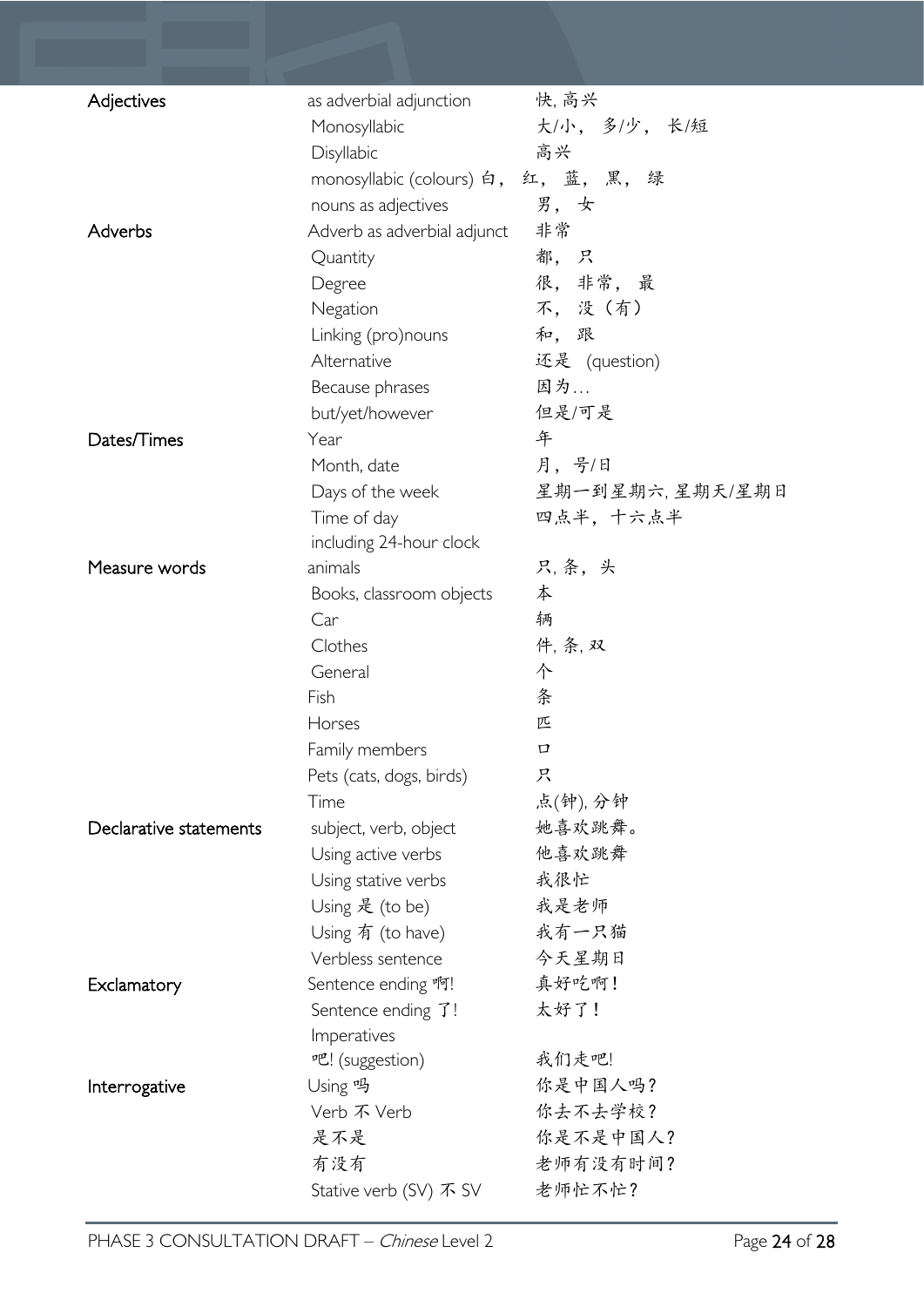| | | |
|---|---|---|
| Adjectives | as adverbial adjunction | 快, 高兴 |
| | Monosyllabic | 大/小， 多/少， 长/短 |
| | Disyllabic | 高兴 |
| | monosyllabic (colours) | 白， 红， 蓝， 黑， 绿 |
| | nouns as adjectives | 男， 女 |
| Adverbs | Adverb as adverbial adjunct | 非常 |
| | Quantity | 都， 只 |
| | Degree | 很， 非常， 最 |
| | Negation | 不， 没（有） |
| | Linking (pro)nouns | 和， 跟 |
| | Alternative | 还是 (question) |
| | Because phrases | 因为… |
| | but/yet/however | 但是/可是 |
| Dates/Times | Year | 年 |
| | Month, date | 月， 号/日 |
| | Days of the week | 星期一到星期六, 星期天/星期日 |
| | Time of day including 24-hour clock | 四点半， 十六点半 |
| Measure words | animals | 只, 条， 头 |
| | Books, classroom objects | 本 |
| | Car | 辆 |
| | Clothes | 件, 条, 双 |
| | General | 个 |
| | Fish | 条 |
| | Horses | 匹 |
| | Family members | 口 |
| | Pets (cats, dogs, birds) | 只 |
| | Time | 点(钟), 分钟 |
| Declarative statements | subject, verb, object | 她喜欢跳舞。 |
| | Using active verbs | 他喜欢跳舞 |
| | Using stative verbs | 我很忙 |
| | Using 是 (to be) | 我是老师 |
| | Using 有 (to have) | 我有一只猫 |
| | Verbless sentence | 今天星期日 |
| Exclamatory | Sentence ending 啊! | 真好吃啊！ |
| | Sentence ending 了! | 太好了！ |
| | Imperatives 吧! (suggestion) | 我们走吧! |
| Interrogative | Using 吗 | 你是中国人吗？ |
| | Verb 不 Verb | 你去不去学校？ |
| | 是不是 | 你是不是中国人？ |
| | 有没有 | 老师有没有时间？ |
| | Stative verb (SV) 不 SV | 老师忙不忙？ |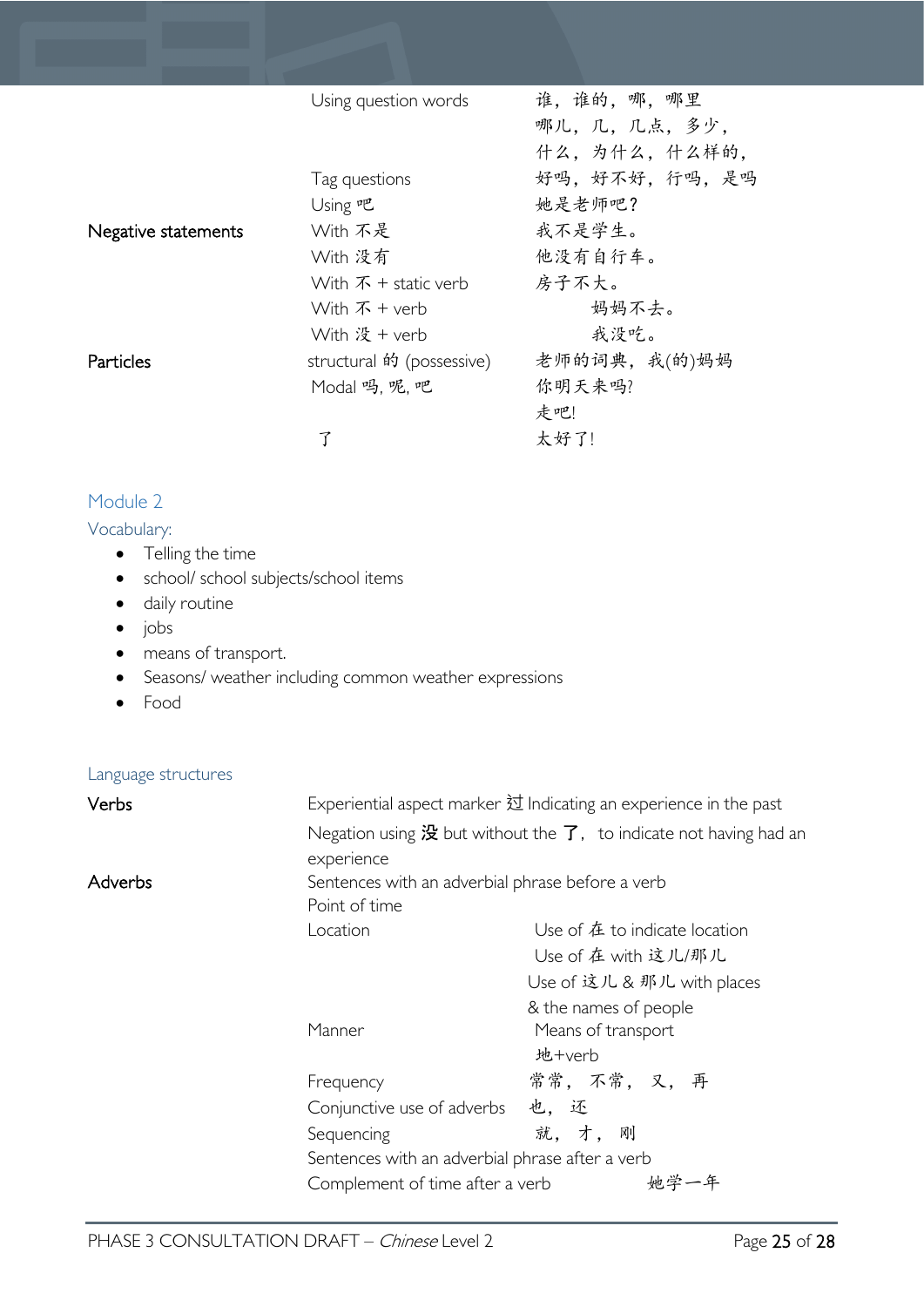| | | |
|---|---|---|
| | Using question words | 谁，谁的，哪，哪里<br>哪儿，几，几点，多少，<br>什么，为什么，什么样的， |
| | Tag questions | 好吗，好不好，行吗，是吗 |
| | Using 吧 | 她是老师吧？ |
| Negative statements | With 不是 | 我不是学生。 |
| | With 没有 | 他没有自行车。 |
| | With 不 + static verb | 房子不大。 |
| | With 不 + verb | 妈妈不去。 |
| | With 没 + verb | 我没吃。 |
| Particles | structural 的 (possessive) | 老师的词典，我(的)妈妈 |
| | Modal 吗, 呢, 吧 | 你明天来吗?<br>走吧! |
| | 了 | 太好了! |

## Module 2

### Vocabulary:

- Telling the time
- school/ school subjects/school items
- daily routine
- jobs
- means of transport.
- Seasons/ weather including common weather expressions
- Food

### Language structures

| | | |
|---|---|---|
| Verbs | Experiential aspect marker 过 Indicating an experience in the past | |
| | Negation using 没 but without the 了，to indicate not having had an experience | |
| Adverbs | Sentences with an adverbial phrase before a verb | |
| | Point of time | |
| | Location | Use of 在 to indicate location<br>Use of 在 with 这儿/那儿<br>Use of 这儿 & 那儿 with places & the names of people |
| | Manner | Means of transport<br>地+verb |
| | Frequency | 常常，不常，又，再 |
| | Conjunctive use of adverbs | 也，还 |
| | Sequencing | 就，才，刚 |
| | Sentences with an adverbial phrase after a verb | |
| | Complement of time after a verb | 她学一年 |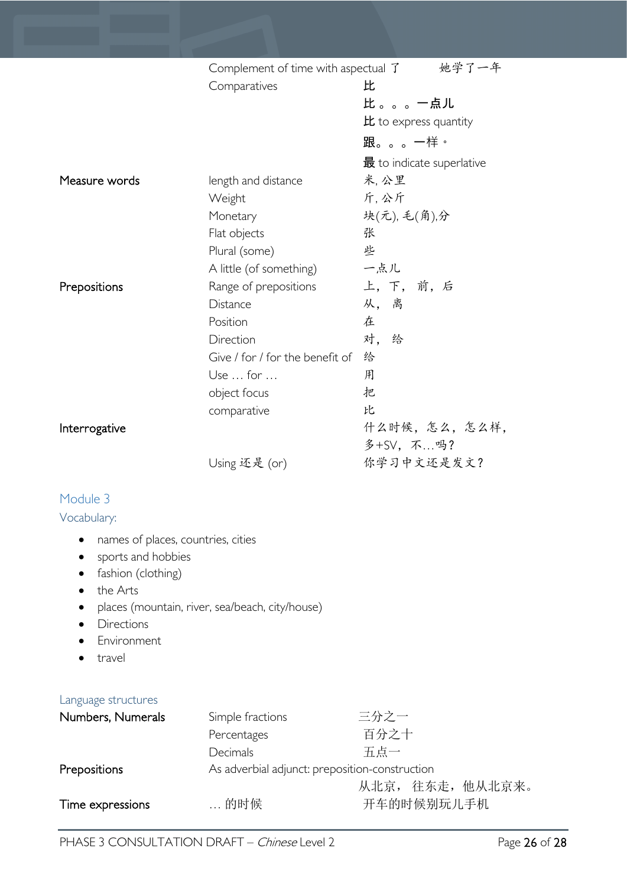| | | |
|---|---|---|
| | Complement of time with aspectual 了 | 她学了一年 |
| | Comparatives | **比** |
| | | **比。。。一点儿** |
| | | **比** to express quantity |
| | | **跟。。。一样。** |
| | | **最** to indicate superlative |
| Measure words | length and distance | 米, 公里 |
| | Weight | 斤, 公斤 |
| | Monetary | 块(元), 毛(角),分 |
| | Flat objects | 张 |
| | Plural (some) | 些 |
| | A little (of something) | 一点儿 |
| Prepositions | Range of prepositions | 上, 下, 前, 后 |
| | Distance | 从, 离 |
| | Position | 在 |
| | Direction | 对, 给 |
| | Give / for / for the benefit of | 给 |
| | Use … for … | 用 |
| | object focus | 把 |
| | comparative | 比 |
| Interrogative | | 什么时候, 怎么, 怎么样, 多+SV, 不…吗? |
| | Using 还是 (or) | 你学习中文还是发文? |

## Module 3

### Vocabulary:

- names of places, countries, cities
- sports and hobbies
- fashion (clothing)
- the Arts
- places (mountain, river, sea/beach, city/house)
- Directions
- Environment
- travel

### Language structures

| | | |
|---|---|---|
| Numbers, Numerals | Simple fractions | 三分之一 |
| | Percentages | 百分之十 |
| | Decimals | 五点一 |
| Prepositions | As adverbial adjunct: preposition-construction | |
| | | 从北京, 往东走, 他从北京来。 |
| Time expressions | … 的时候 | 开车的时候别玩儿手机 |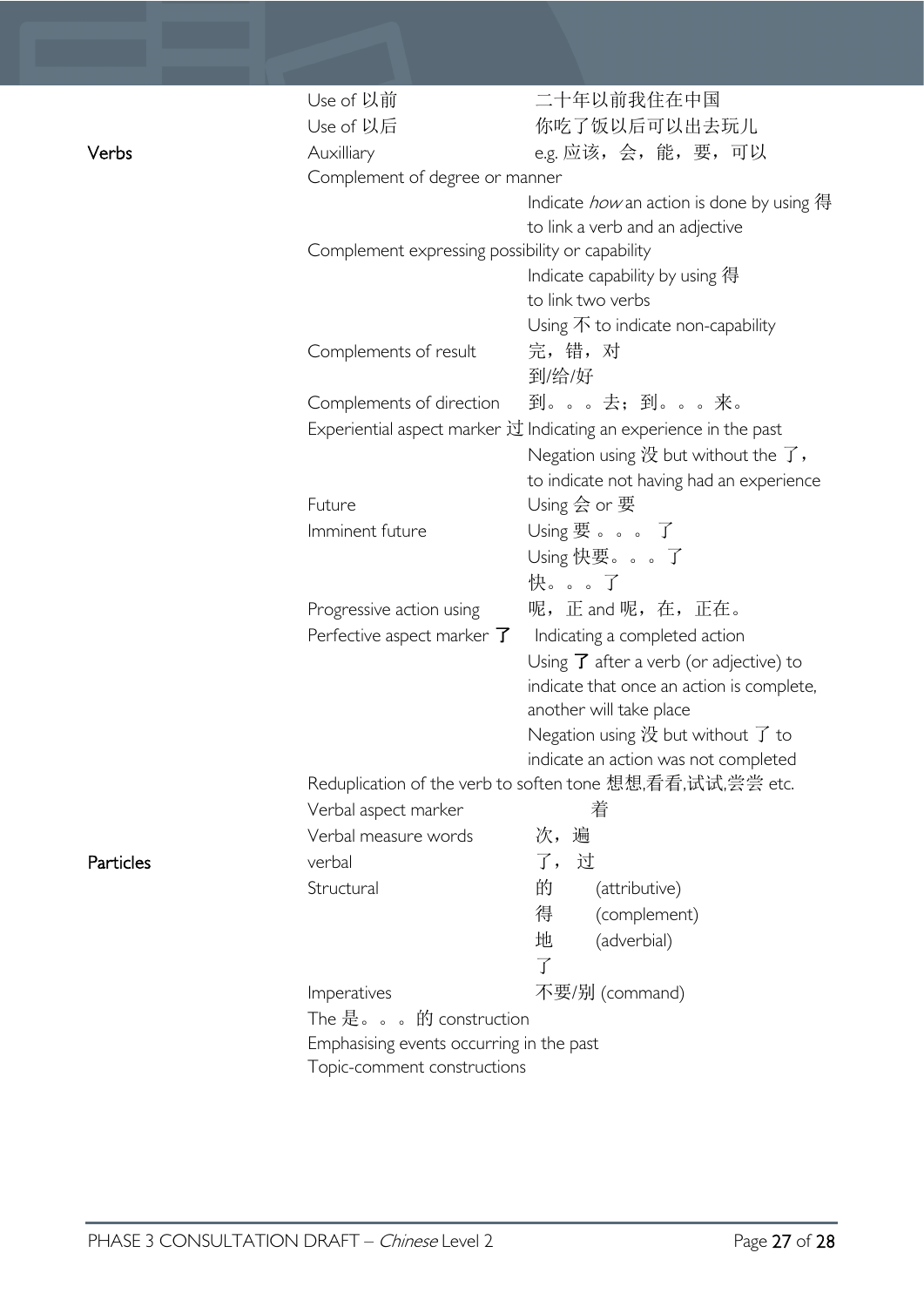| | | |
|---|---|---|
| | Use of 以前 | 二十年以前我住在中国 |
| | Use of 以后 | 你吃了饭以后可以出去玩儿 |
| Verbs | Auxilliary | e.g. 应该，会，能，要，可以 |
| | Complement of degree or manner | |
| | | Indicate *how* an action is done by using 得 to link a verb and an adjective |
| | Complement expressing possibility or capability | |
| | | Indicate capability by using 得 to link two verbs |
| | | Using 不 to indicate non-capability |
| | Complements of result | 完，错，对<br>到/给/好 |
| | Complements of direction | 到。。。去；到。。。来。 |
| | Experiential aspect marker 过 | Indicating an experience in the past |
| | | Negation using 没 but without the 了，to indicate not having had an experience |
| | Future | Using 会 or 要 |
| | Imminent future | Using 要 。。。 了<br>Using 快要。。。了<br>快。。。了 |
| | Progressive action using | 呢，正 and 呢，在，正在。 |
| | Perfective aspect marker 了 | Indicating a completed action |
| | | Using 了 after a verb (or adjective) to indicate that once an action is complete, another will take place |
| | | Negation using 没 but without 了 to indicate an action was not completed |
| | Reduplication of the verb to soften tone | 想想,看看,试试,尝尝 etc. |
| | Verbal aspect marker | 着 |
| | Verbal measure words | 次，遍 |
| Particles | verbal | 了，过 |
| | Structural | 的 (attributive)<br>得 (complement)<br>地 (adverbial)<br>了 |
| | Imperatives | 不要/别 (command) |
| | The 是。。。的 construction | |
| | Emphasising events occurring in the past | |
| | Topic-comment constructions | |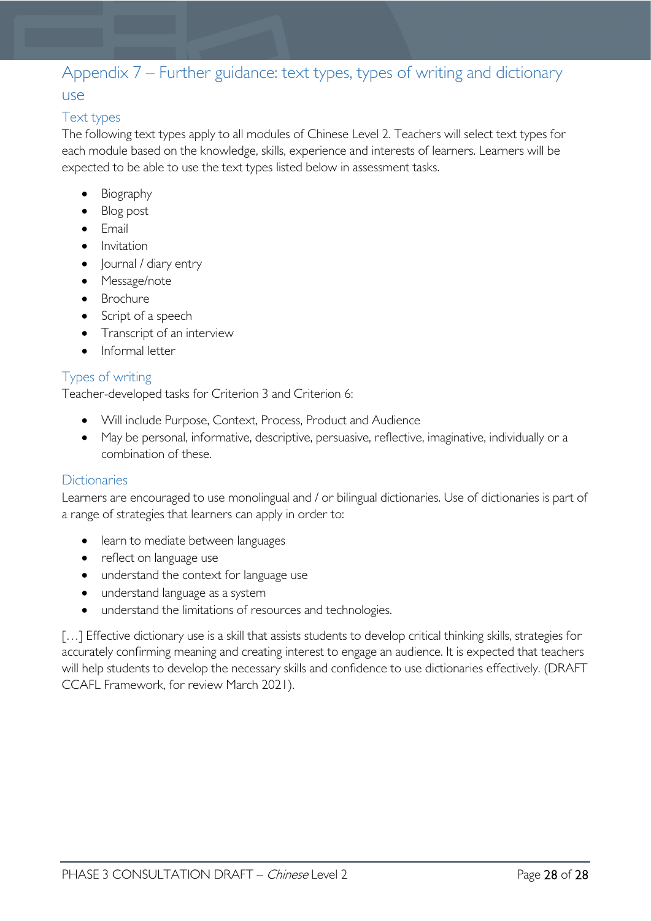## Appendix 7 – Further guidance: text types, types of writing and dictionary use

### Text types

The following text types apply to all modules of Chinese Level 2. Teachers will select text types for each module based on the knowledge, skills, experience and interests of learners. Learners will be expected to be able to use the text types listed below in assessment tasks.

- Biography
- Blog post
- Email
- Invitation
- Journal / diary entry
- Message/note
- Brochure
- Script of a speech
- Transcript of an interview
- Informal letter

### Types of writing

Teacher-developed tasks for Criterion 3 and Criterion 6:

- Will include Purpose, Context, Process, Product and Audience
- May be personal, informative, descriptive, persuasive, reflective, imaginative, individually or a combination of these.

### Dictionaries

Learners are encouraged to use monolingual and / or bilingual dictionaries. Use of dictionaries is part of a range of strategies that learners can apply in order to:

- learn to mediate between languages
- reflect on language use
- understand the context for language use
- understand language as a system
- understand the limitations of resources and technologies.

[…] Effective dictionary use is a skill that assists students to develop critical thinking skills, strategies for accurately confirming meaning and creating interest to engage an audience. It is expected that teachers will help students to develop the necessary skills and confidence to use dictionaries effectively. (DRAFT CCAFL Framework, for review March 2021).